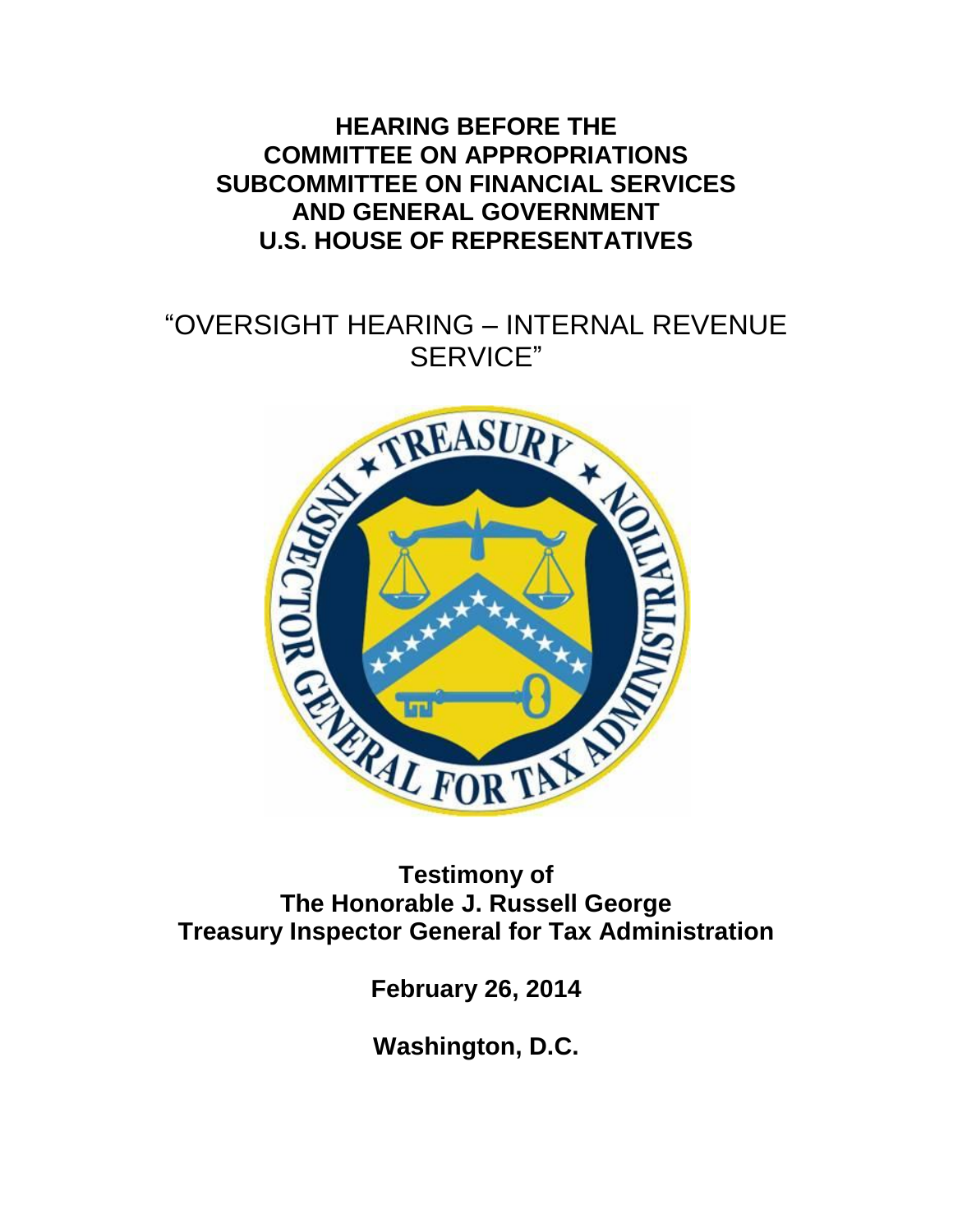# HEARING BEFORE THE COMMITTEE ON APPROPRIATIONS SUBCOMMITTEE ON FINANCIAL SERVICES AND GENERAL GOVERNMENT U.S. HOUSE OF REPRESENTATIVES

## "OVERSIGHT HEARING – INTERNAL REVENUE SERVICE"

**Testimony of**
**The Honorable J. Russell George**
**Treasury Inspector General for Tax Administration**

**February 26, 2014**

**Washington, D.C.**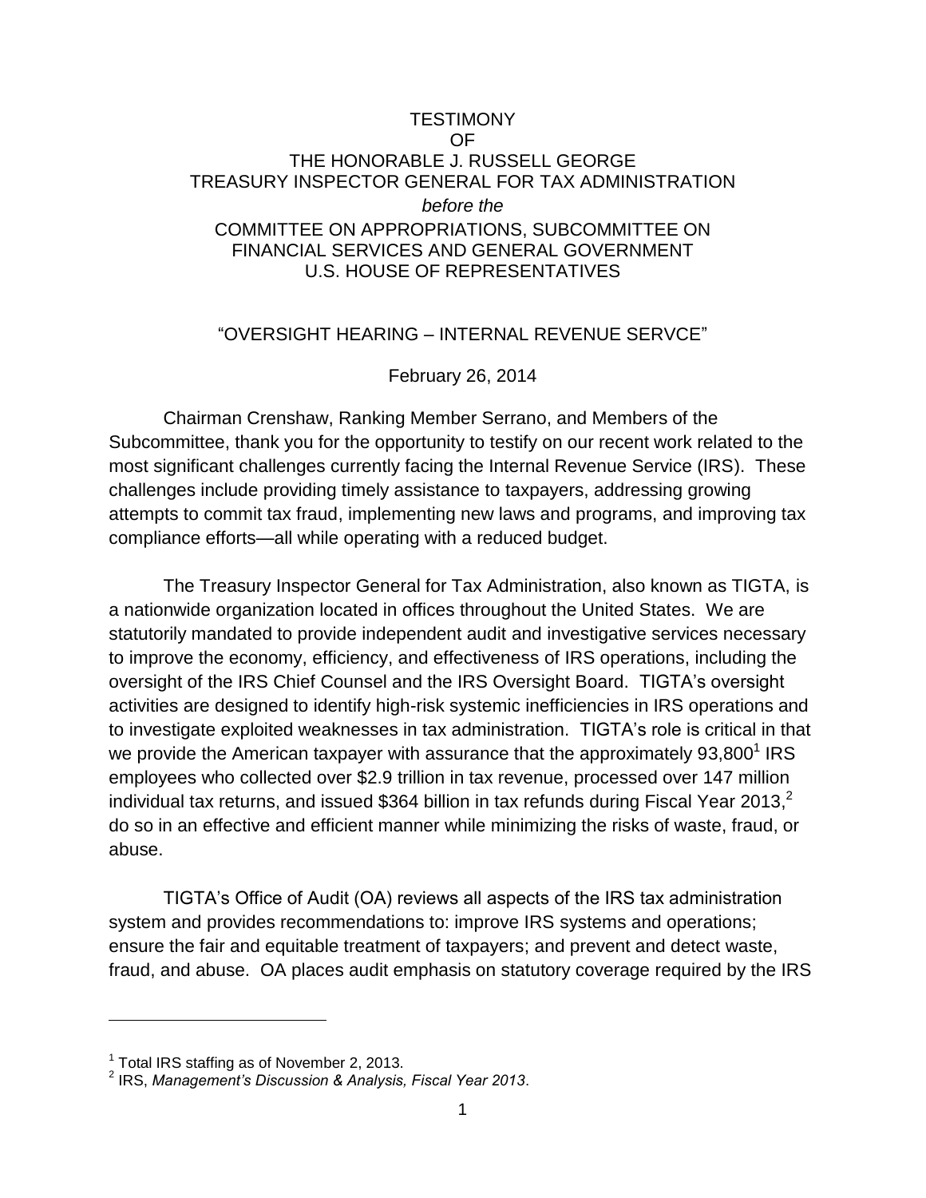TESTIMONY
OF
THE HONORABLE J. RUSSELL GEORGE
TREASURY INSPECTOR GENERAL FOR TAX ADMINISTRATION
*before the*
COMMITTEE ON APPROPRIATIONS, SUBCOMMITTEE ON FINANCIAL SERVICES AND GENERAL GOVERNMENT
U.S. HOUSE OF REPRESENTATIVES

"OVERSIGHT HEARING – INTERNAL REVENUE SERVCE"

February 26, 2014

Chairman Crenshaw, Ranking Member Serrano, and Members of the Subcommittee, thank you for the opportunity to testify on our recent work related to the most significant challenges currently facing the Internal Revenue Service (IRS). These challenges include providing timely assistance to taxpayers, addressing growing attempts to commit tax fraud, implementing new laws and programs, and improving tax compliance efforts—all while operating with a reduced budget.

The Treasury Inspector General for Tax Administration, also known as TIGTA, is a nationwide organization located in offices throughout the United States. We are statutorily mandated to provide independent audit and investigative services necessary to improve the economy, efficiency, and effectiveness of IRS operations, including the oversight of the IRS Chief Counsel and the IRS Oversight Board. TIGTA's oversight activities are designed to identify high-risk systemic inefficiencies in IRS operations and to investigate exploited weaknesses in tax administration. TIGTA's role is critical in that we provide the American taxpayer with assurance that the approximately 93,800[1] IRS employees who collected over $2.9 trillion in tax revenue, processed over 147 million individual tax returns, and issued $364 billion in tax refunds during Fiscal Year 2013,[2] do so in an effective and efficient manner while minimizing the risks of waste, fraud, or abuse.

TIGTA's Office of Audit (OA) reviews all aspects of the IRS tax administration system and provides recommendations to: improve IRS systems and operations; ensure the fair and equitable treatment of taxpayers; and prevent and detect waste, fraud, and abuse. OA places audit emphasis on statutory coverage required by the IRS

---

[1] Total IRS staffing as of November 2, 2013.
[2] IRS, *Management's Discussion & Analysis, Fiscal Year 2013*.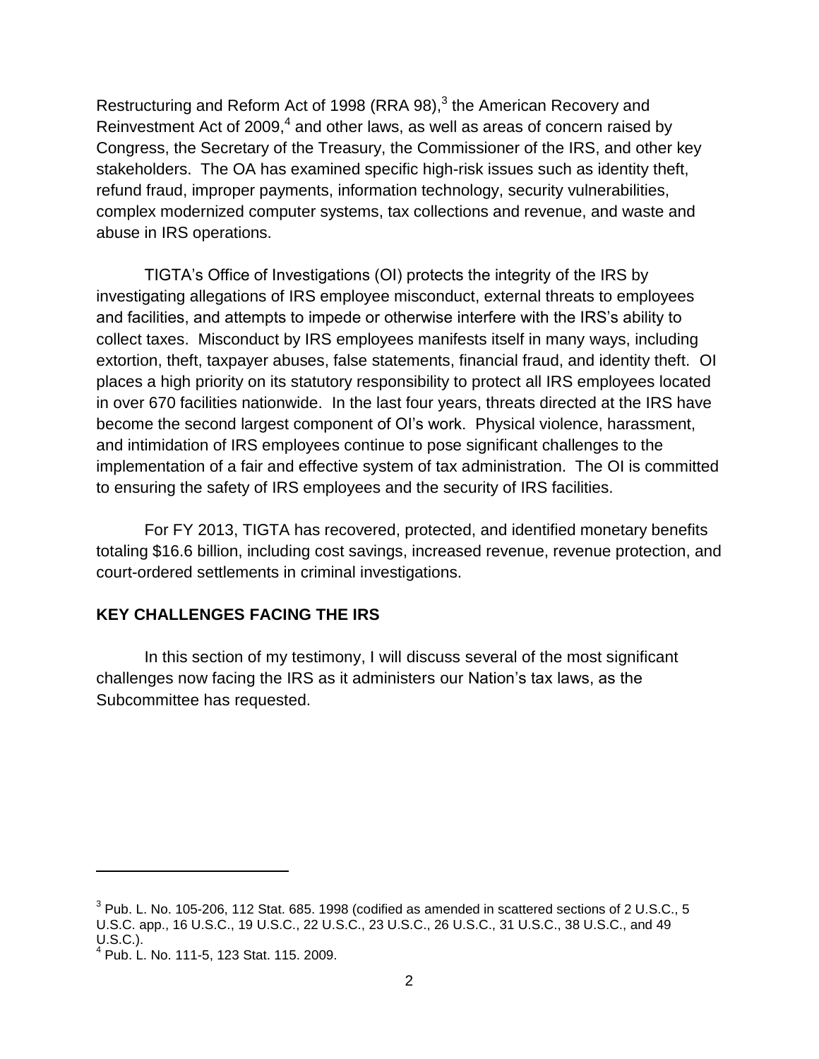Restructuring and Reform Act of 1998 (RRA 98),[3] the American Recovery and Reinvestment Act of 2009,[4] and other laws, as well as areas of concern raised by Congress, the Secretary of the Treasury, the Commissioner of the IRS, and other key stakeholders. The OA has examined specific high-risk issues such as identity theft, refund fraud, improper payments, information technology, security vulnerabilities, complex modernized computer systems, tax collections and revenue, and waste and abuse in IRS operations.

TIGTA's Office of Investigations (OI) protects the integrity of the IRS by investigating allegations of IRS employee misconduct, external threats to employees and facilities, and attempts to impede or otherwise interfere with the IRS's ability to collect taxes. Misconduct by IRS employees manifests itself in many ways, including extortion, theft, taxpayer abuses, false statements, financial fraud, and identity theft. OI places a high priority on its statutory responsibility to protect all IRS employees located in over 670 facilities nationwide. In the last four years, threats directed at the IRS have become the second largest component of OI's work. Physical violence, harassment, and intimidation of IRS employees continue to pose significant challenges to the implementation of a fair and effective system of tax administration. The OI is committed to ensuring the safety of IRS employees and the security of IRS facilities.

For FY 2013, TIGTA has recovered, protected, and identified monetary benefits totaling $16.6 billion, including cost savings, increased revenue, revenue protection, and court-ordered settlements in criminal investigations.

**KEY CHALLENGES FACING THE IRS**

In this section of my testimony, I will discuss several of the most significant challenges now facing the IRS as it administers our Nation's tax laws, as the Subcommittee has requested.

---

[3] Pub. L. No. 105-206, 112 Stat. 685. 1998 (codified as amended in scattered sections of 2 U.S.C., 5 U.S.C. app., 16 U.S.C., 19 U.S.C., 22 U.S.C., 23 U.S.C., 26 U.S.C., 31 U.S.C., 38 U.S.C., and 49 U.S.C.).

[4] Pub. L. No. 111-5, 123 Stat. 115. 2009.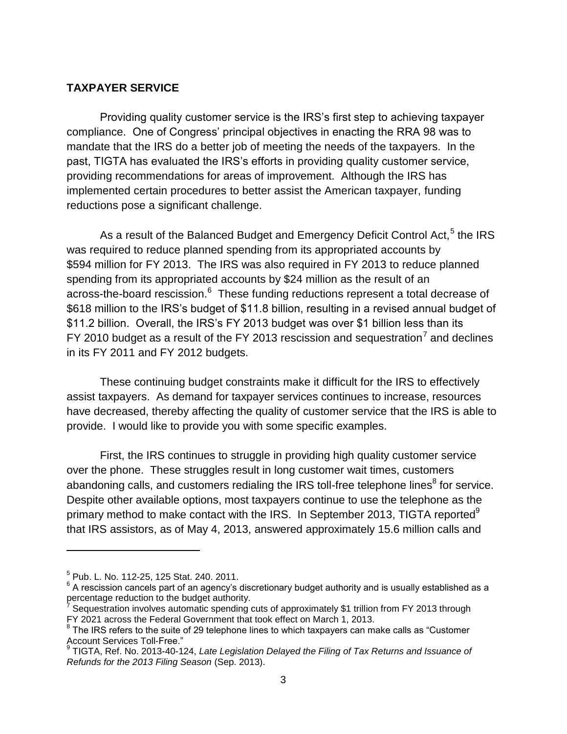## TAXPAYER SERVICE

Providing quality customer service is the IRS's first step to achieving taxpayer compliance. One of Congress' principal objectives in enacting the RRA 98 was to mandate that the IRS do a better job of meeting the needs of the taxpayers. In the past, TIGTA has evaluated the IRS's efforts in providing quality customer service, providing recommendations for areas of improvement. Although the IRS has implemented certain procedures to better assist the American taxpayer, funding reductions pose a significant challenge.

As a result of the Balanced Budget and Emergency Deficit Control Act,[5] the IRS was required to reduce planned spending from its appropriated accounts by $594 million for FY 2013. The IRS was also required in FY 2013 to reduce planned spending from its appropriated accounts by $24 million as the result of an across-the-board rescission.[6] These funding reductions represent a total decrease of $618 million to the IRS's budget of $11.8 billion, resulting in a revised annual budget of $11.2 billion. Overall, the IRS's FY 2013 budget was over $1 billion less than its FY 2010 budget as a result of the FY 2013 rescission and sequestration[7] and declines in its FY 2011 and FY 2012 budgets.

These continuing budget constraints make it difficult for the IRS to effectively assist taxpayers. As demand for taxpayer services continues to increase, resources have decreased, thereby affecting the quality of customer service that the IRS is able to provide. I would like to provide you with some specific examples.

First, the IRS continues to struggle in providing high quality customer service over the phone. These struggles result in long customer wait times, customers abandoning calls, and customers redialing the IRS toll-free telephone lines[8] for service. Despite other available options, most taxpayers continue to use the telephone as the primary method to make contact with the IRS. In September 2013, TIGTA reported[9] that IRS assistors, as of May 4, 2013, answered approximately 15.6 million calls and

---

[5] Pub. L. No. 112-25, 125 Stat. 240. 2011.

[6] A rescission cancels part of an agency's discretionary budget authority and is usually established as a percentage reduction to the budget authority.

[7] Sequestration involves automatic spending cuts of approximately $1 trillion from FY 2013 through FY 2021 across the Federal Government that took effect on March 1, 2013.

[8] The IRS refers to the suite of 29 telephone lines to which taxpayers can make calls as "Customer Account Services Toll-Free."

[9] TIGTA, Ref. No. 2013-40-124, *Late Legislation Delayed the Filing of Tax Returns and Issuance of Refunds for the 2013 Filing Season* (Sep. 2013).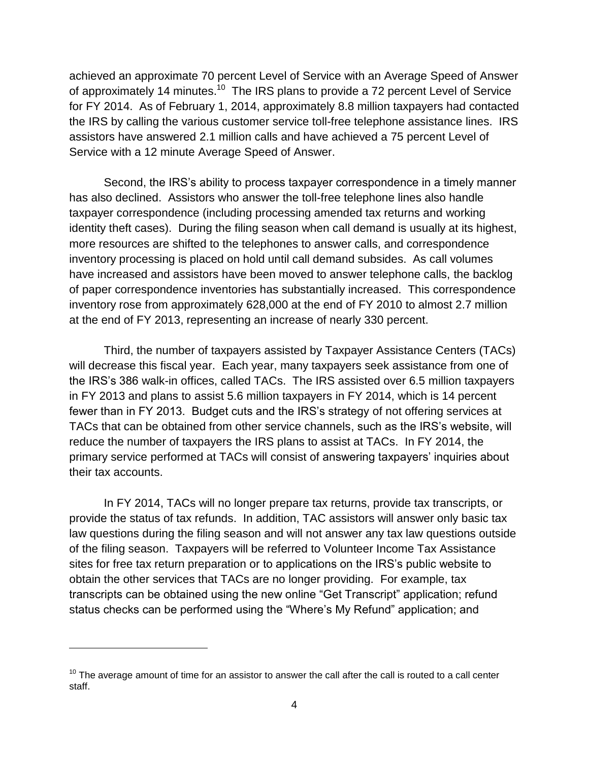achieved an approximate 70 percent Level of Service with an Average Speed of Answer of approximately 14 minutes.[10] The IRS plans to provide a 72 percent Level of Service for FY 2014. As of February 1, 2014, approximately 8.8 million taxpayers had contacted the IRS by calling the various customer service toll-free telephone assistance lines. IRS assistors have answered 2.1 million calls and have achieved a 75 percent Level of Service with a 12 minute Average Speed of Answer.

Second, the IRS's ability to process taxpayer correspondence in a timely manner has also declined. Assistors who answer the toll-free telephone lines also handle taxpayer correspondence (including processing amended tax returns and working identity theft cases). During the filing season when call demand is usually at its highest, more resources are shifted to the telephones to answer calls, and correspondence inventory processing is placed on hold until call demand subsides. As call volumes have increased and assistors have been moved to answer telephone calls, the backlog of paper correspondence inventories has substantially increased. This correspondence inventory rose from approximately 628,000 at the end of FY 2010 to almost 2.7 million at the end of FY 2013, representing an increase of nearly 330 percent.

Third, the number of taxpayers assisted by Taxpayer Assistance Centers (TACs) will decrease this fiscal year. Each year, many taxpayers seek assistance from one of the IRS's 386 walk-in offices, called TACs. The IRS assisted over 6.5 million taxpayers in FY 2013 and plans to assist 5.6 million taxpayers in FY 2014, which is 14 percent fewer than in FY 2013. Budget cuts and the IRS's strategy of not offering services at TACs that can be obtained from other service channels, such as the IRS's website, will reduce the number of taxpayers the IRS plans to assist at TACs. In FY 2014, the primary service performed at TACs will consist of answering taxpayers' inquiries about their tax accounts.

In FY 2014, TACs will no longer prepare tax returns, provide tax transcripts, or provide the status of tax refunds. In addition, TAC assistors will answer only basic tax law questions during the filing season and will not answer any tax law questions outside of the filing season. Taxpayers will be referred to Volunteer Income Tax Assistance sites for free tax return preparation or to applications on the IRS's public website to obtain the other services that TACs are no longer providing. For example, tax transcripts can be obtained using the new online "Get Transcript" application; refund status checks can be performed using the "Where's My Refund" application; and

---

[10] The average amount of time for an assistor to answer the call after the call is routed to a call center staff.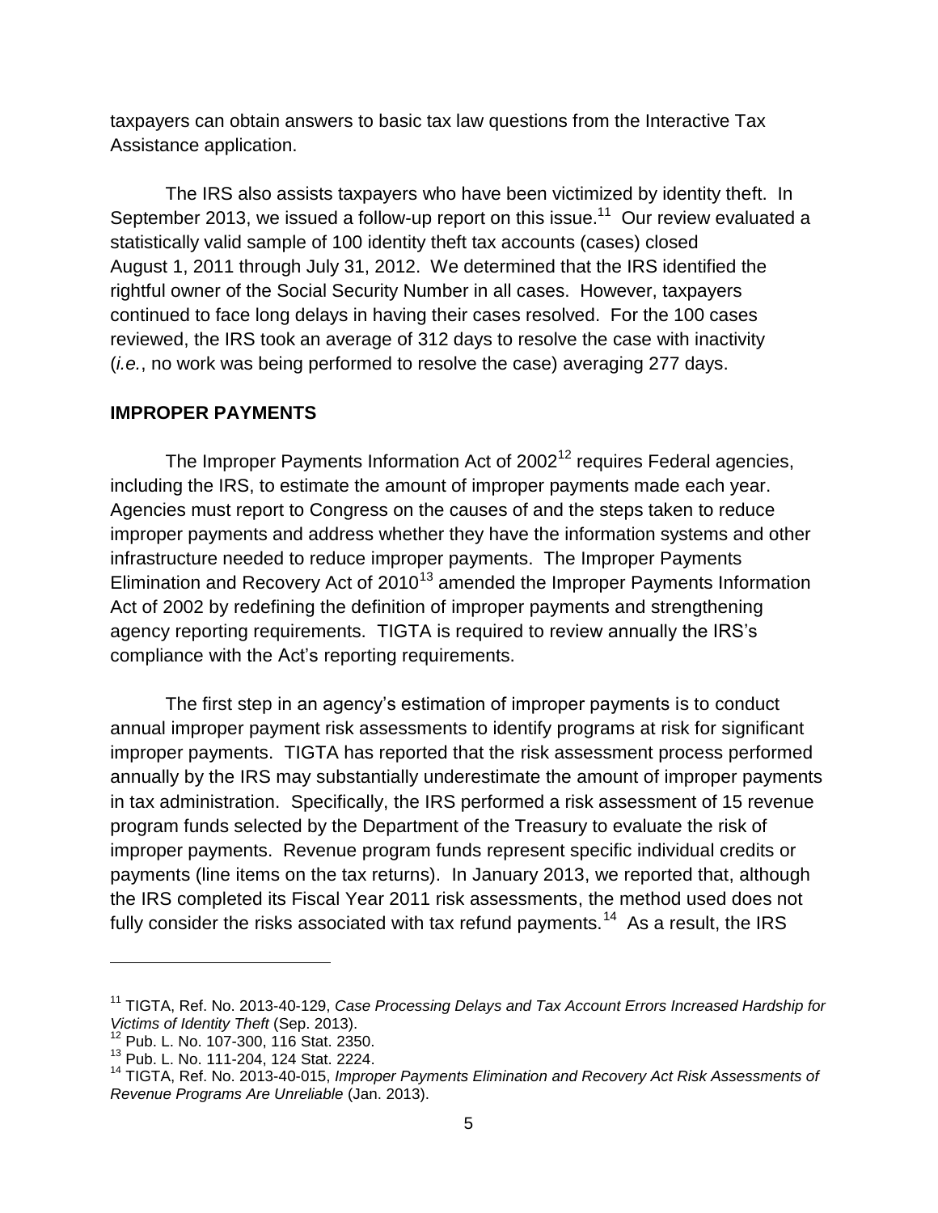taxpayers can obtain answers to basic tax law questions from the Interactive Tax Assistance application.

The IRS also assists taxpayers who have been victimized by identity theft. In September 2013, we issued a follow-up report on this issue.[11] Our review evaluated a statistically valid sample of 100 identity theft tax accounts (cases) closed August 1, 2011 through July 31, 2012. We determined that the IRS identified the rightful owner of the Social Security Number in all cases. However, taxpayers continued to face long delays in having their cases resolved. For the 100 cases reviewed, the IRS took an average of 312 days to resolve the case with inactivity (*i.e.*, no work was being performed to resolve the case) averaging 277 days.

## IMPROPER PAYMENTS

The Improper Payments Information Act of 2002[12] requires Federal agencies, including the IRS, to estimate the amount of improper payments made each year. Agencies must report to Congress on the causes of and the steps taken to reduce improper payments and address whether they have the information systems and other infrastructure needed to reduce improper payments. The Improper Payments Elimination and Recovery Act of 2010[13] amended the Improper Payments Information Act of 2002 by redefining the definition of improper payments and strengthening agency reporting requirements. TIGTA is required to review annually the IRS's compliance with the Act's reporting requirements.

The first step in an agency's estimation of improper payments is to conduct annual improper payment risk assessments to identify programs at risk for significant improper payments. TIGTA has reported that the risk assessment process performed annually by the IRS may substantially underestimate the amount of improper payments in tax administration. Specifically, the IRS performed a risk assessment of 15 revenue program funds selected by the Department of the Treasury to evaluate the risk of improper payments. Revenue program funds represent specific individual credits or payments (line items on the tax returns). In January 2013, we reported that, although the IRS completed its Fiscal Year 2011 risk assessments, the method used does not fully consider the risks associated with tax refund payments.[14] As a result, the IRS

---

[11] TIGTA, Ref. No. 2013-40-129, *Case Processing Delays and Tax Account Errors Increased Hardship for Victims of Identity Theft* (Sep. 2013).

[12] Pub. L. No. 107-300, 116 Stat. 2350.

[13] Pub. L. No. 111-204, 124 Stat. 2224.

[14] TIGTA, Ref. No. 2013-40-015, *Improper Payments Elimination and Recovery Act Risk Assessments of Revenue Programs Are Unreliable* (Jan. 2013).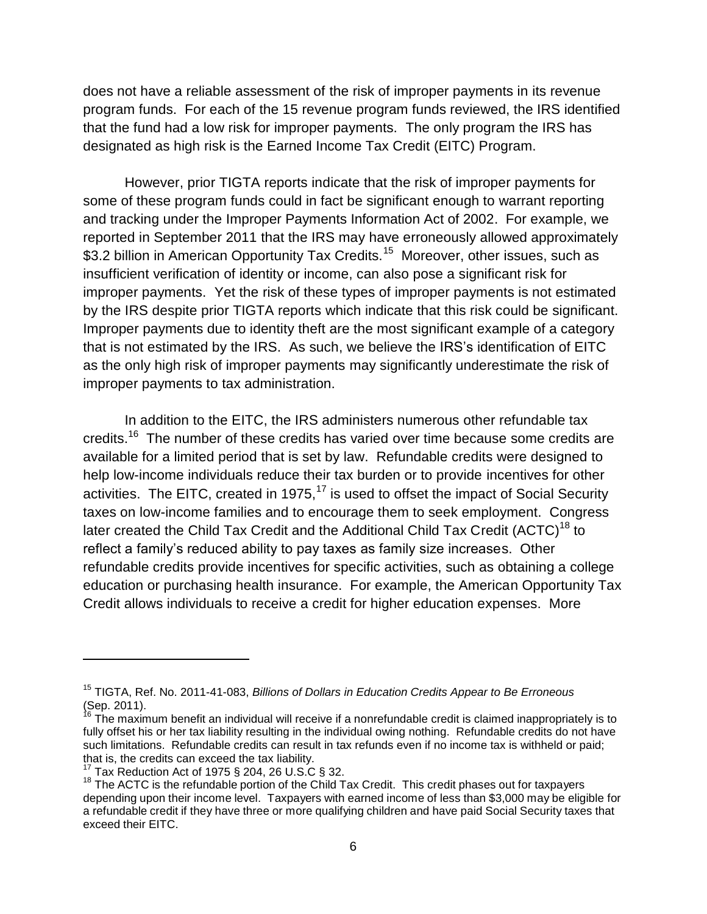does not have a reliable assessment of the risk of improper payments in its revenue program funds. For each of the 15 revenue program funds reviewed, the IRS identified that the fund had a low risk for improper payments. The only program the IRS has designated as high risk is the Earned Income Tax Credit (EITC) Program.

However, prior TIGTA reports indicate that the risk of improper payments for some of these program funds could in fact be significant enough to warrant reporting and tracking under the Improper Payments Information Act of 2002. For example, we reported in September 2011 that the IRS may have erroneously allowed approximately $3.2 billion in American Opportunity Tax Credits.[15] Moreover, other issues, such as insufficient verification of identity or income, can also pose a significant risk for improper payments. Yet the risk of these types of improper payments is not estimated by the IRS despite prior TIGTA reports which indicate that this risk could be significant. Improper payments due to identity theft are the most significant example of a category that is not estimated by the IRS. As such, we believe the IRS's identification of EITC as the only high risk of improper payments may significantly underestimate the risk of improper payments to tax administration.

In addition to the EITC, the IRS administers numerous other refundable tax credits.[16] The number of these credits has varied over time because some credits are available for a limited period that is set by law. Refundable credits were designed to help low-income individuals reduce their tax burden or to provide incentives for other activities. The EITC, created in 1975,[17] is used to offset the impact of Social Security taxes on low-income families and to encourage them to seek employment. Congress later created the Child Tax Credit and the Additional Child Tax Credit (ACTC)[18] to reflect a family's reduced ability to pay taxes as family size increases. Other refundable credits provide incentives for specific activities, such as obtaining a college education or purchasing health insurance. For example, the American Opportunity Tax Credit allows individuals to receive a credit for higher education expenses. More

---

[15] TIGTA, Ref. No. 2011-41-083, *Billions of Dollars in Education Credits Appear to Be Erroneous* (Sep. 2011).

[16] The maximum benefit an individual will receive if a nonrefundable credit is claimed inappropriately is to fully offset his or her tax liability resulting in the individual owing nothing. Refundable credits do not have such limitations. Refundable credits can result in tax refunds even if no income tax is withheld or paid; that is, the credits can exceed the tax liability.

[17] Tax Reduction Act of 1975 § 204, 26 U.S.C § 32.

[18] The ACTC is the refundable portion of the Child Tax Credit. This credit phases out for taxpayers depending upon their income level. Taxpayers with earned income of less than $3,000 may be eligible for a refundable credit if they have three or more qualifying children and have paid Social Security taxes that exceed their EITC.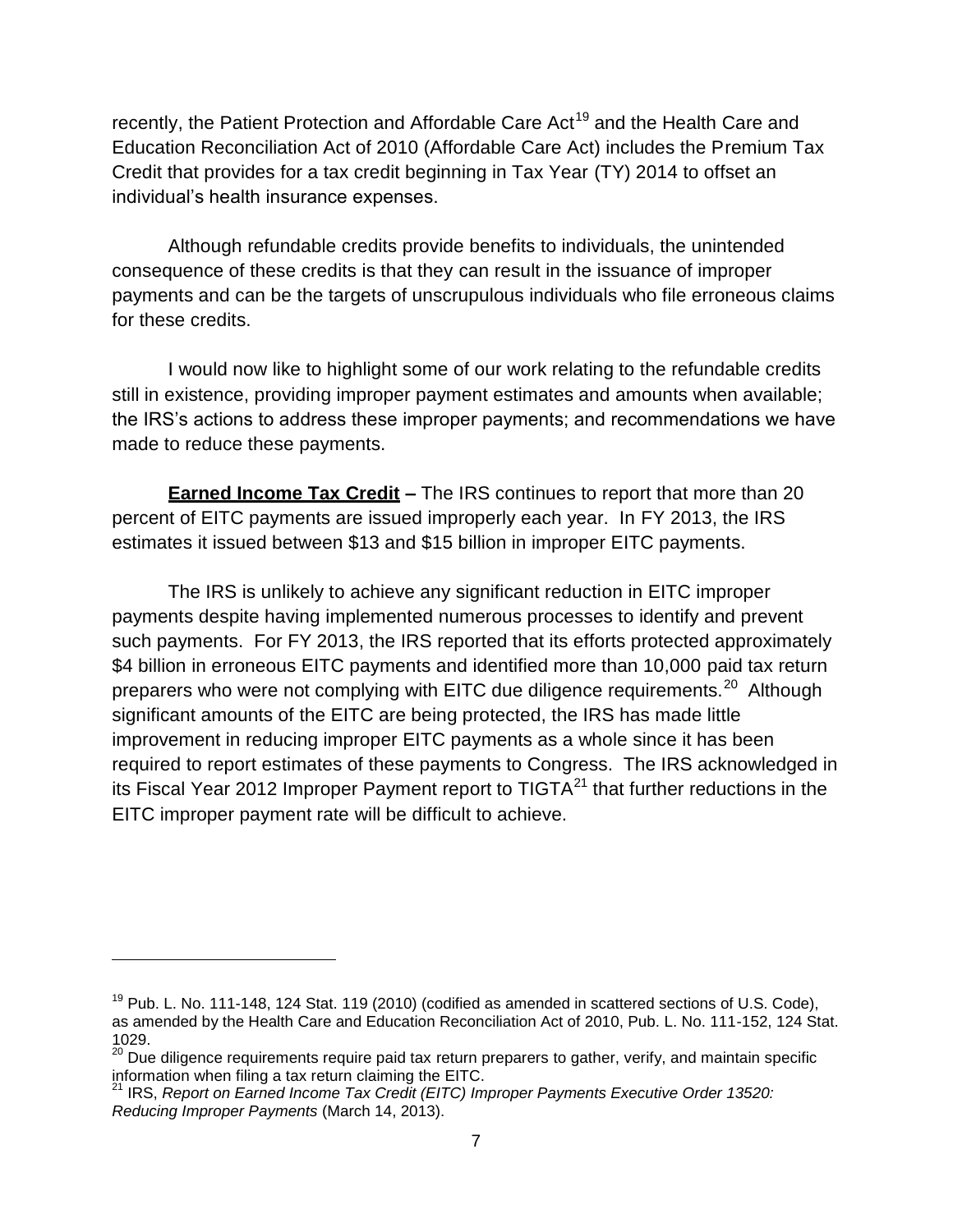recently, the Patient Protection and Affordable Care Act[19] and the Health Care and Education Reconciliation Act of 2010 (Affordable Care Act) includes the Premium Tax Credit that provides for a tax credit beginning in Tax Year (TY) 2014 to offset an individual's health insurance expenses.

Although refundable credits provide benefits to individuals, the unintended consequence of these credits is that they can result in the issuance of improper payments and can be the targets of unscrupulous individuals who file erroneous claims for these credits.

I would now like to highlight some of our work relating to the refundable credits still in existence, providing improper payment estimates and amounts when available; the IRS's actions to address these improper payments; and recommendations we have made to reduce these payments.

**Earned Income Tax Credit** – The IRS continues to report that more than 20 percent of EITC payments are issued improperly each year. In FY 2013, the IRS estimates it issued between $13 and $15 billion in improper EITC payments.

The IRS is unlikely to achieve any significant reduction in EITC improper payments despite having implemented numerous processes to identify and prevent such payments. For FY 2013, the IRS reported that its efforts protected approximately $4 billion in erroneous EITC payments and identified more than 10,000 paid tax return preparers who were not complying with EITC due diligence requirements.[20] Although significant amounts of the EITC are being protected, the IRS has made little improvement in reducing improper EITC payments as a whole since it has been required to report estimates of these payments to Congress. The IRS acknowledged in its Fiscal Year 2012 Improper Payment report to TIGTA[21] that further reductions in the EITC improper payment rate will be difficult to achieve.

---

[19] Pub. L. No. 111-148, 124 Stat. 119 (2010) (codified as amended in scattered sections of U.S. Code), as amended by the Health Care and Education Reconciliation Act of 2010, Pub. L. No. 111-152, 124 Stat. 1029.

[20] Due diligence requirements require paid tax return preparers to gather, verify, and maintain specific information when filing a tax return claiming the EITC.

[21] IRS, *Report on Earned Income Tax Credit (EITC) Improper Payments Executive Order 13520: Reducing Improper Payments* (March 14, 2013).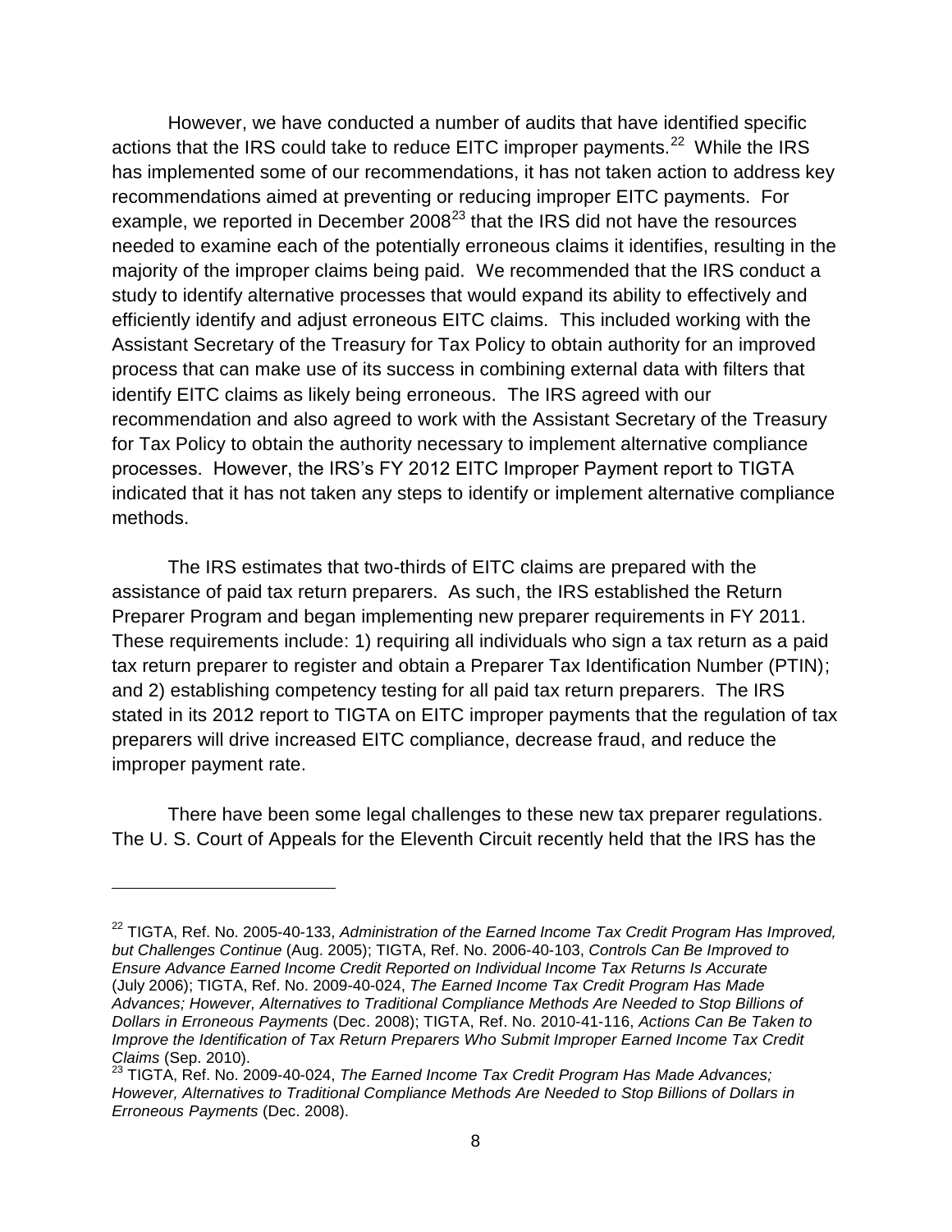However, we have conducted a number of audits that have identified specific actions that the IRS could take to reduce EITC improper payments.[22] While the IRS has implemented some of our recommendations, it has not taken action to address key recommendations aimed at preventing or reducing improper EITC payments. For example, we reported in December 2008[23] that the IRS did not have the resources needed to examine each of the potentially erroneous claims it identifies, resulting in the majority of the improper claims being paid. We recommended that the IRS conduct a study to identify alternative processes that would expand its ability to effectively and efficiently identify and adjust erroneous EITC claims. This included working with the Assistant Secretary of the Treasury for Tax Policy to obtain authority for an improved process that can make use of its success in combining external data with filters that identify EITC claims as likely being erroneous. The IRS agreed with our recommendation and also agreed to work with the Assistant Secretary of the Treasury for Tax Policy to obtain the authority necessary to implement alternative compliance processes. However, the IRS's FY 2012 EITC Improper Payment report to TIGTA indicated that it has not taken any steps to identify or implement alternative compliance methods.

The IRS estimates that two-thirds of EITC claims are prepared with the assistance of paid tax return preparers. As such, the IRS established the Return Preparer Program and began implementing new preparer requirements in FY 2011. These requirements include: 1) requiring all individuals who sign a tax return as a paid tax return preparer to register and obtain a Preparer Tax Identification Number (PTIN); and 2) establishing competency testing for all paid tax return preparers. The IRS stated in its 2012 report to TIGTA on EITC improper payments that the regulation of tax preparers will drive increased EITC compliance, decrease fraud, and reduce the improper payment rate.

There have been some legal challenges to these new tax preparer regulations. The U. S. Court of Appeals for the Eleventh Circuit recently held that the IRS has the

---

[22] TIGTA, Ref. No. 2005-40-133, *Administration of the Earned Income Tax Credit Program Has Improved, but Challenges Continue* (Aug. 2005); TIGTA, Ref. No. 2006-40-103, *Controls Can Be Improved to Ensure Advance Earned Income Credit Reported on Individual Income Tax Returns Is Accurate* (July 2006); TIGTA, Ref. No. 2009-40-024, *The Earned Income Tax Credit Program Has Made Advances; However, Alternatives to Traditional Compliance Methods Are Needed to Stop Billions of Dollars in Erroneous Payments* (Dec. 2008); TIGTA, Ref. No. 2010-41-116, *Actions Can Be Taken to Improve the Identification of Tax Return Preparers Who Submit Improper Earned Income Tax Credit Claims* (Sep. 2010).

[23] TIGTA, Ref. No. 2009-40-024, *The Earned Income Tax Credit Program Has Made Advances; However, Alternatives to Traditional Compliance Methods Are Needed to Stop Billions of Dollars in Erroneous Payments* (Dec. 2008).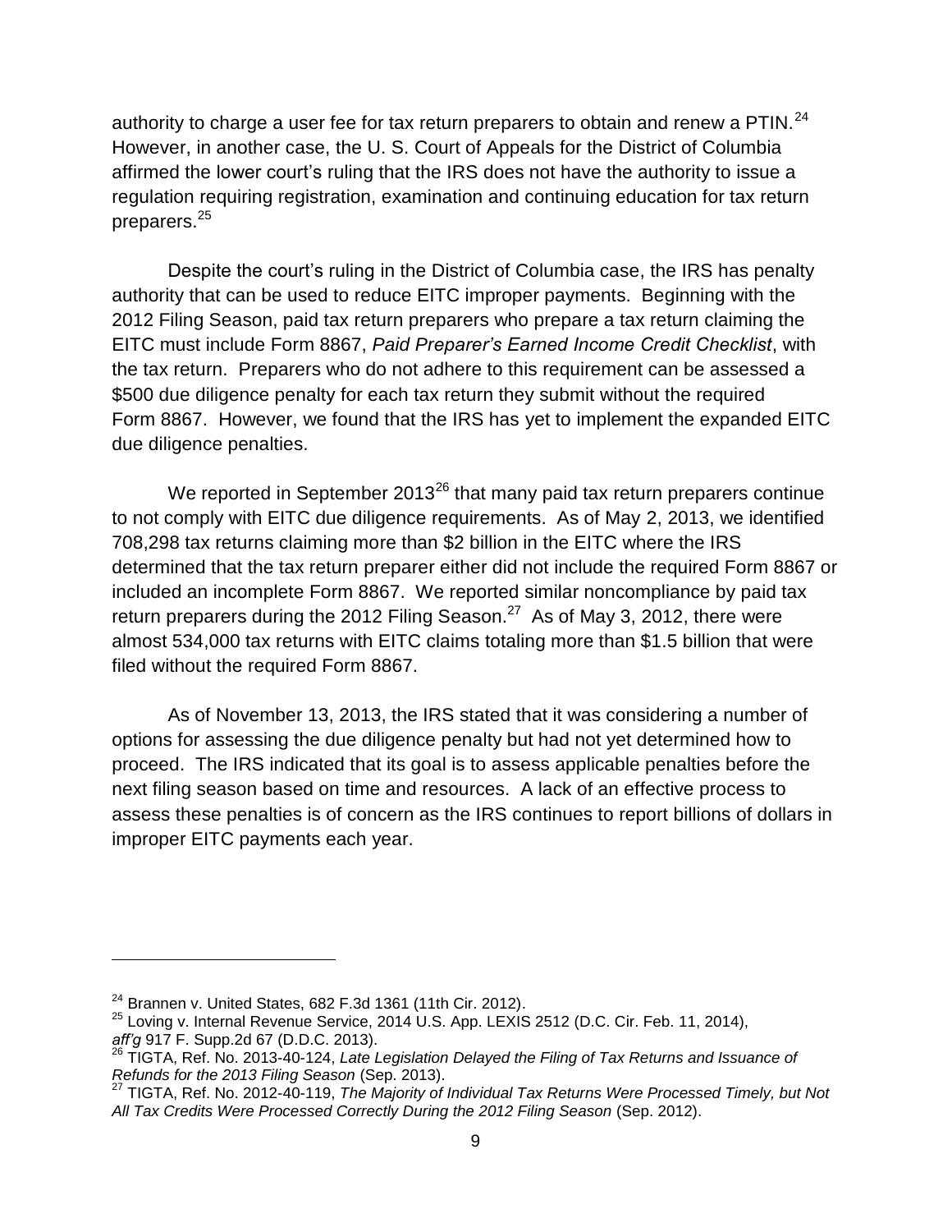authority to charge a user fee for tax return preparers to obtain and renew a PTIN.[24] However, in another case, the U. S. Court of Appeals for the District of Columbia affirmed the lower court's ruling that the IRS does not have the authority to issue a regulation requiring registration, examination and continuing education for tax return preparers.[25]

Despite the court's ruling in the District of Columbia case, the IRS has penalty authority that can be used to reduce EITC improper payments. Beginning with the 2012 Filing Season, paid tax return preparers who prepare a tax return claiming the EITC must include Form 8867, *Paid Preparer's Earned Income Credit Checklist*, with the tax return. Preparers who do not adhere to this requirement can be assessed a $500 due diligence penalty for each tax return they submit without the required Form 8867. However, we found that the IRS has yet to implement the expanded EITC due diligence penalties.

We reported in September 2013[26] that many paid tax return preparers continue to not comply with EITC due diligence requirements. As of May 2, 2013, we identified 708,298 tax returns claiming more than $2 billion in the EITC where the IRS determined that the tax return preparer either did not include the required Form 8867 or included an incomplete Form 8867. We reported similar noncompliance by paid tax return preparers during the 2012 Filing Season.[27] As of May 3, 2012, there were almost 534,000 tax returns with EITC claims totaling more than $1.5 billion that were filed without the required Form 8867.

As of November 13, 2013, the IRS stated that it was considering a number of options for assessing the due diligence penalty but had not yet determined how to proceed. The IRS indicated that its goal is to assess applicable penalties before the next filing season based on time and resources. A lack of an effective process to assess these penalties is of concern as the IRS continues to report billions of dollars in improper EITC payments each year.

---

[24] Brannen v. United States, 682 F.3d 1361 (11th Cir. 2012).

[25] Loving v. Internal Revenue Service, 2014 U.S. App. LEXIS 2512 (D.C. Cir. Feb. 11, 2014), *aff'g* 917 F. Supp.2d 67 (D.D.C. 2013).

[26] TIGTA, Ref. No. 2013-40-124, *Late Legislation Delayed the Filing of Tax Returns and Issuance of Refunds for the 2013 Filing Season* (Sep. 2013).

[27] TIGTA, Ref. No. 2012-40-119, *The Majority of Individual Tax Returns Were Processed Timely, but Not All Tax Credits Were Processed Correctly During the 2012 Filing Season* (Sep. 2012).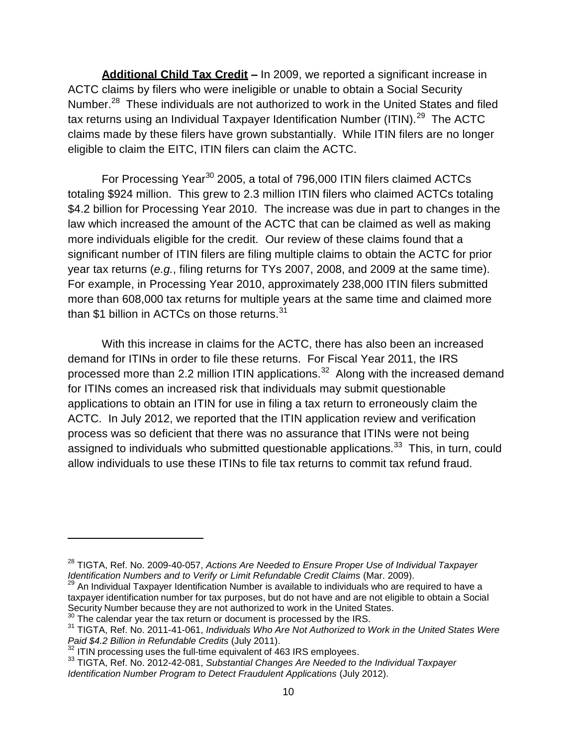**<u>Additional Child Tax Credit</u> –** In 2009, we reported a significant increase in ACTC claims by filers who were ineligible or unable to obtain a Social Security Number.[28] These individuals are not authorized to work in the United States and filed tax returns using an Individual Taxpayer Identification Number (ITIN).[29] The ACTC claims made by these filers have grown substantially. While ITIN filers are no longer eligible to claim the EITC, ITIN filers can claim the ACTC.

For Processing Year[30] 2005, a total of 796,000 ITIN filers claimed ACTCs totaling $924 million. This grew to 2.3 million ITIN filers who claimed ACTCs totaling $4.2 billion for Processing Year 2010. The increase was due in part to changes in the law which increased the amount of the ACTC that can be claimed as well as making more individuals eligible for the credit. Our review of these claims found that a significant number of ITIN filers are filing multiple claims to obtain the ACTC for prior year tax returns (*e.g.*, filing returns for TYs 2007, 2008, and 2009 at the same time). For example, in Processing Year 2010, approximately 238,000 ITIN filers submitted more than 608,000 tax returns for multiple years at the same time and claimed more than $1 billion in ACTCs on those returns.[31]

With this increase in claims for the ACTC, there has also been an increased demand for ITINs in order to file these returns. For Fiscal Year 2011, the IRS processed more than 2.2 million ITIN applications.[32] Along with the increased demand for ITINs comes an increased risk that individuals may submit questionable applications to obtain an ITIN for use in filing a tax return to erroneously claim the ACTC. In July 2012, we reported that the ITIN application review and verification process was so deficient that there was no assurance that ITINs were not being assigned to individuals who submitted questionable applications.[33] This, in turn, could allow individuals to use these ITINs to file tax returns to commit tax refund fraud.

---

[28] TIGTA, Ref. No. 2009-40-057, *Actions Are Needed to Ensure Proper Use of Individual Taxpayer Identification Numbers and to Verify or Limit Refundable Credit Claims* (Mar. 2009).

[29] An Individual Taxpayer Identification Number is available to individuals who are required to have a taxpayer identification number for tax purposes, but do not have and are not eligible to obtain a Social Security Number because they are not authorized to work in the United States.

[30] The calendar year the tax return or document is processed by the IRS.

[31] TIGTA, Ref. No. 2011-41-061, *Individuals Who Are Not Authorized to Work in the United States Were Paid $4.2 Billion in Refundable Credits* (July 2011).

[32] ITIN processing uses the full-time equivalent of 463 IRS employees.

[33] TIGTA, Ref. No. 2012-42-081, *Substantial Changes Are Needed to the Individual Taxpayer Identification Number Program to Detect Fraudulent Applications* (July 2012).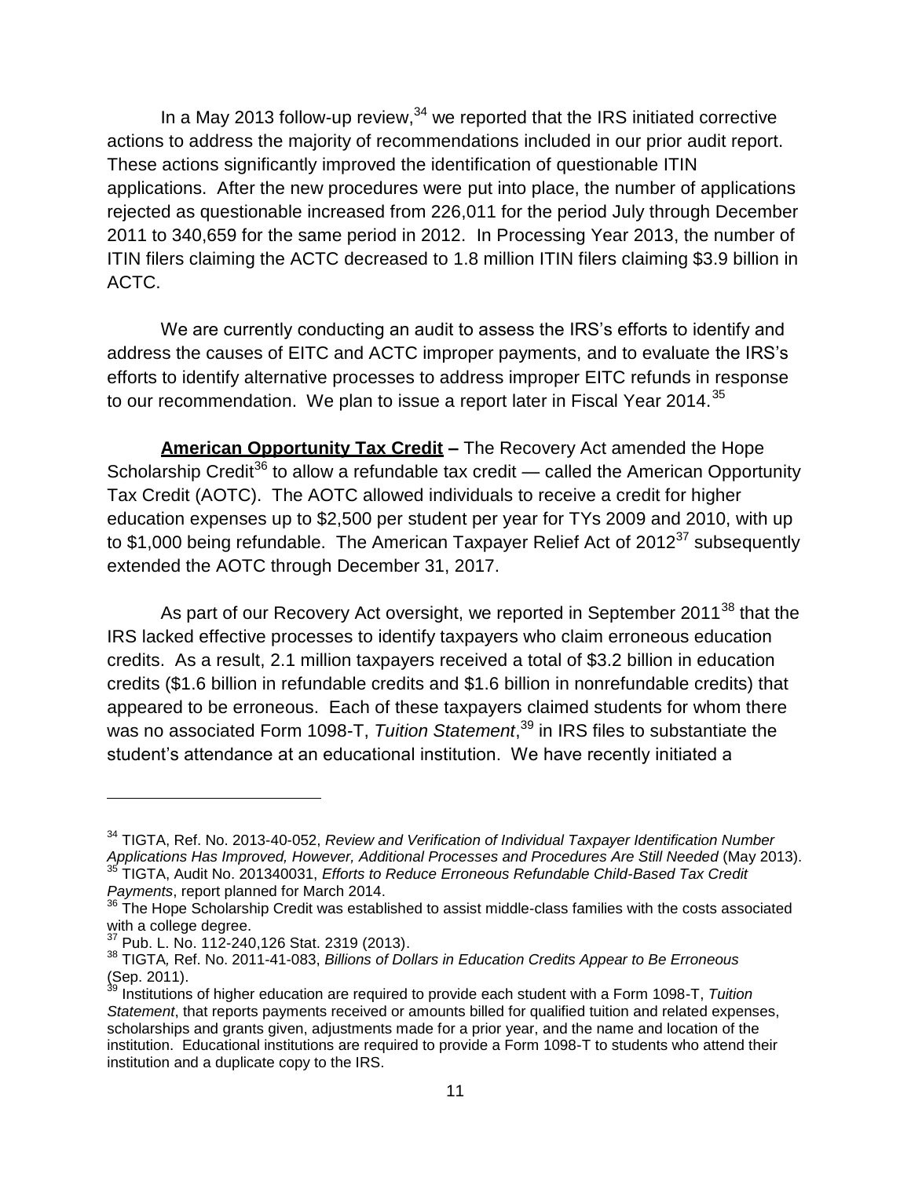In a May 2013 follow-up review,[34] we reported that the IRS initiated corrective actions to address the majority of recommendations included in our prior audit report. These actions significantly improved the identification of questionable ITIN applications. After the new procedures were put into place, the number of applications rejected as questionable increased from 226,011 for the period July through December 2011 to 340,659 for the same period in 2012. In Processing Year 2013, the number of ITIN filers claiming the ACTC decreased to 1.8 million ITIN filers claiming $3.9 billion in ACTC.

We are currently conducting an audit to assess the IRS's efforts to identify and address the causes of EITC and ACTC improper payments, and to evaluate the IRS's efforts to identify alternative processes to address improper EITC refunds in response to our recommendation. We plan to issue a report later in Fiscal Year 2014.[35]

**<u>American Opportunity Tax Credit</u> –** The Recovery Act amended the Hope Scholarship Credit[36] to allow a refundable tax credit — called the American Opportunity Tax Credit (AOTC). The AOTC allowed individuals to receive a credit for higher education expenses up to $2,500 per student per year for TYs 2009 and 2010, with up to $1,000 being refundable. The American Taxpayer Relief Act of 2012[37] subsequently extended the AOTC through December 31, 2017.

As part of our Recovery Act oversight, we reported in September 2011[38] that the IRS lacked effective processes to identify taxpayers who claim erroneous education credits. As a result, 2.1 million taxpayers received a total of $3.2 billion in education credits ($1.6 billion in refundable credits and $1.6 billion in nonrefundable credits) that appeared to be erroneous. Each of these taxpayers claimed students for whom there was no associated Form 1098-T, *Tuition Statement*,[39] in IRS files to substantiate the student's attendance at an educational institution. We have recently initiated a

---

[34] TIGTA, Ref. No. 2013-40-052, *Review and Verification of Individual Taxpayer Identification Number Applications Has Improved, However, Additional Processes and Procedures Are Still Needed* (May 2013).

[35] TIGTA, Audit No. 201340031, *Efforts to Reduce Erroneous Refundable Child-Based Tax Credit Payments*, report planned for March 2014.

[36] The Hope Scholarship Credit was established to assist middle-class families with the costs associated with a college degree.

[37] Pub. L. No. 112-240,126 Stat. 2319 (2013).

[38] TIGTA*,* Ref. No. 2011-41-083, *Billions of Dollars in Education Credits Appear to Be Erroneous* (Sep. 2011).

[39] Institutions of higher education are required to provide each student with a Form 1098-T, *Tuition Statement*, that reports payments received or amounts billed for qualified tuition and related expenses, scholarships and grants given, adjustments made for a prior year, and the name and location of the institution. Educational institutions are required to provide a Form 1098-T to students who attend their institution and a duplicate copy to the IRS.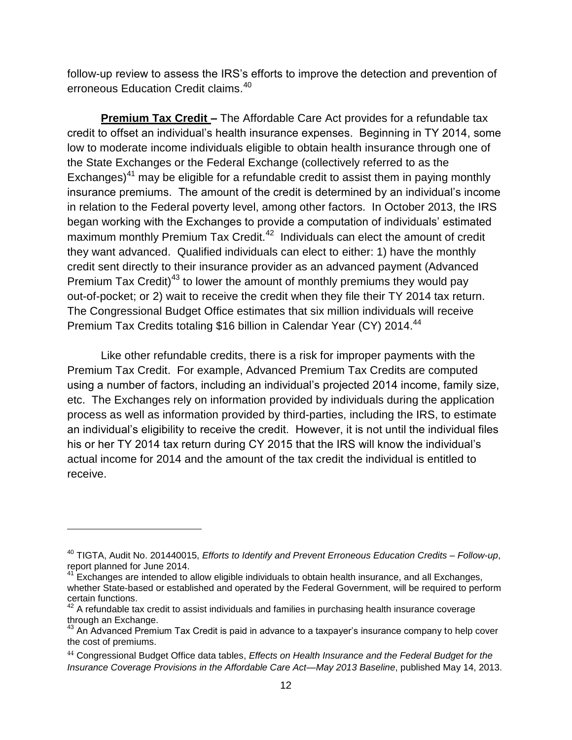follow-up review to assess the IRS's efforts to improve the detection and prevention of erroneous Education Credit claims.[40]

**Premium Tax Credit –** The Affordable Care Act provides for a refundable tax credit to offset an individual's health insurance expenses. Beginning in TY 2014, some low to moderate income individuals eligible to obtain health insurance through one of the State Exchanges or the Federal Exchange (collectively referred to as the Exchanges)[41] may be eligible for a refundable credit to assist them in paying monthly insurance premiums. The amount of the credit is determined by an individual's income in relation to the Federal poverty level, among other factors. In October 2013, the IRS began working with the Exchanges to provide a computation of individuals' estimated maximum monthly Premium Tax Credit.[42] Individuals can elect the amount of credit they want advanced. Qualified individuals can elect to either: 1) have the monthly credit sent directly to their insurance provider as an advanced payment (Advanced Premium Tax Credit)[43] to lower the amount of monthly premiums they would pay out-of-pocket; or 2) wait to receive the credit when they file their TY 2014 tax return. The Congressional Budget Office estimates that six million individuals will receive Premium Tax Credits totaling $16 billion in Calendar Year (CY) 2014.[44]

Like other refundable credits, there is a risk for improper payments with the Premium Tax Credit. For example, Advanced Premium Tax Credits are computed using a number of factors, including an individual's projected 2014 income, family size, etc. The Exchanges rely on information provided by individuals during the application process as well as information provided by third-parties, including the IRS, to estimate an individual's eligibility to receive the credit. However, it is not until the individual files his or her TY 2014 tax return during CY 2015 that the IRS will know the individual's actual income for 2014 and the amount of the tax credit the individual is entitled to receive.

---

[40] TIGTA, Audit No. 201440015, *Efforts to Identify and Prevent Erroneous Education Credits – Follow-up*, report planned for June 2014.

[41] Exchanges are intended to allow eligible individuals to obtain health insurance, and all Exchanges, whether State-based or established and operated by the Federal Government, will be required to perform certain functions.

[42] A refundable tax credit to assist individuals and families in purchasing health insurance coverage through an Exchange.

[43] An Advanced Premium Tax Credit is paid in advance to a taxpayer's insurance company to help cover the cost of premiums.

[44] Congressional Budget Office data tables, *Effects on Health Insurance and the Federal Budget for the Insurance Coverage Provisions in the Affordable Care Act—May 2013 Baseline*, published May 14, 2013.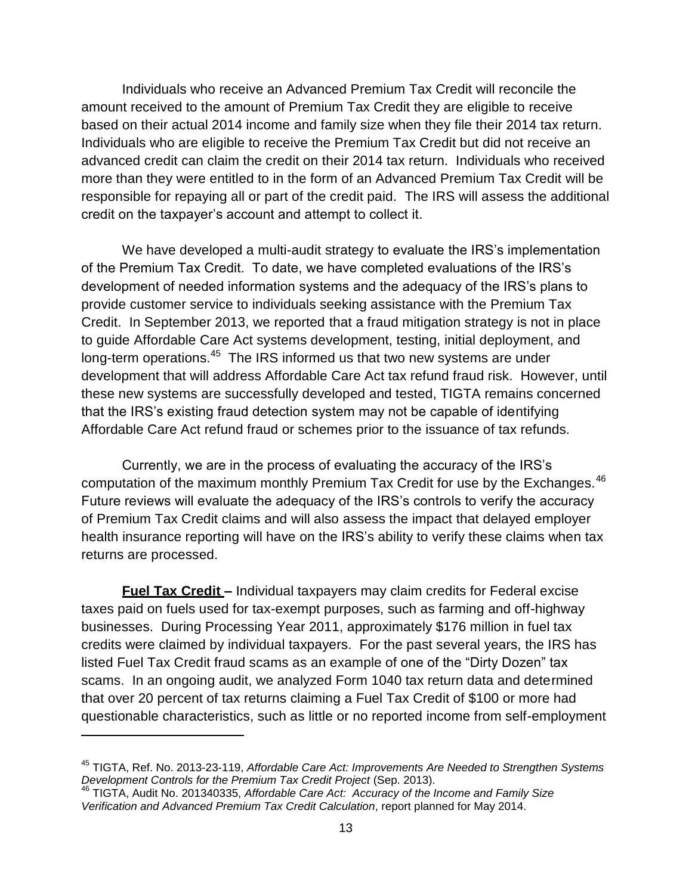Individuals who receive an Advanced Premium Tax Credit will reconcile the amount received to the amount of Premium Tax Credit they are eligible to receive based on their actual 2014 income and family size when they file their 2014 tax return. Individuals who are eligible to receive the Premium Tax Credit but did not receive an advanced credit can claim the credit on their 2014 tax return. Individuals who received more than they were entitled to in the form of an Advanced Premium Tax Credit will be responsible for repaying all or part of the credit paid. The IRS will assess the additional credit on the taxpayer's account and attempt to collect it.

We have developed a multi-audit strategy to evaluate the IRS's implementation of the Premium Tax Credit. To date, we have completed evaluations of the IRS's development of needed information systems and the adequacy of the IRS's plans to provide customer service to individuals seeking assistance with the Premium Tax Credit. In September 2013, we reported that a fraud mitigation strategy is not in place to guide Affordable Care Act systems development, testing, initial deployment, and long-term operations.[45] The IRS informed us that two new systems are under development that will address Affordable Care Act tax refund fraud risk. However, until these new systems are successfully developed and tested, TIGTA remains concerned that the IRS's existing fraud detection system may not be capable of identifying Affordable Care Act refund fraud or schemes prior to the issuance of tax refunds.

Currently, we are in the process of evaluating the accuracy of the IRS's computation of the maximum monthly Premium Tax Credit for use by the Exchanges.[46] Future reviews will evaluate the adequacy of the IRS's controls to verify the accuracy of Premium Tax Credit claims and will also assess the impact that delayed employer health insurance reporting will have on the IRS's ability to verify these claims when tax returns are processed.

**Fuel Tax Credit –** Individual taxpayers may claim credits for Federal excise taxes paid on fuels used for tax-exempt purposes, such as farming and off-highway businesses. During Processing Year 2011, approximately $176 million in fuel tax credits were claimed by individual taxpayers. For the past several years, the IRS has listed Fuel Tax Credit fraud scams as an example of one of the "Dirty Dozen" tax scams. In an ongoing audit, we analyzed Form 1040 tax return data and determined that over 20 percent of tax returns claiming a Fuel Tax Credit of $100 or more had questionable characteristics, such as little or no reported income from self-employment

---

[45] TIGTA, Ref. No. 2013-23-119, *Affordable Care Act: Improvements Are Needed to Strengthen Systems Development Controls for the Premium Tax Credit Project* (Sep. 2013).

[46] TIGTA, Audit No. 201340335, *Affordable Care Act: Accuracy of the Income and Family Size Verification and Advanced Premium Tax Credit Calculation*, report planned for May 2014.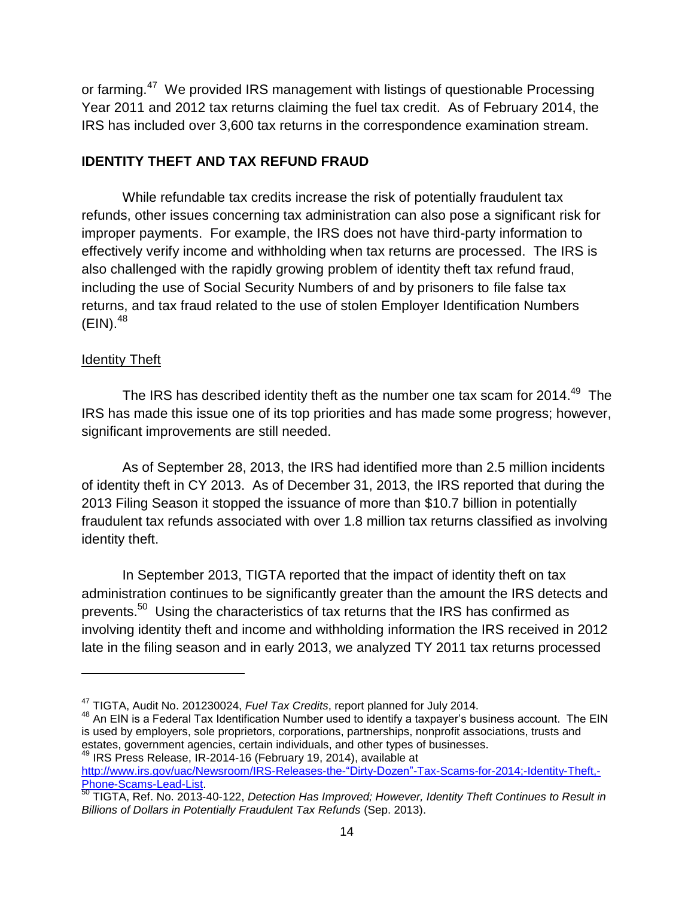or farming.[47] We provided IRS management with listings of questionable Processing Year 2011 and 2012 tax returns claiming the fuel tax credit. As of February 2014, the IRS has included over 3,600 tax returns in the correspondence examination stream.

## IDENTITY THEFT AND TAX REFUND FRAUD

While refundable tax credits increase the risk of potentially fraudulent tax refunds, other issues concerning tax administration can also pose a significant risk for improper payments. For example, the IRS does not have third-party information to effectively verify income and withholding when tax returns are processed. The IRS is also challenged with the rapidly growing problem of identity theft tax refund fraud, including the use of Social Security Numbers of and by prisoners to file false tax returns, and tax fraud related to the use of stolen Employer Identification Numbers (EIN).[48]

### Identity Theft

The IRS has described identity theft as the number one tax scam for 2014.[49] The IRS has made this issue one of its top priorities and has made some progress; however, significant improvements are still needed.

As of September 28, 2013, the IRS had identified more than 2.5 million incidents of identity theft in CY 2013. As of December 31, 2013, the IRS reported that during the 2013 Filing Season it stopped the issuance of more than $10.7 billion in potentially fraudulent tax refunds associated with over 1.8 million tax returns classified as involving identity theft.

In September 2013, TIGTA reported that the impact of identity theft on tax administration continues to be significantly greater than the amount the IRS detects and prevents.[50] Using the characteristics of tax returns that the IRS has confirmed as involving identity theft and income and withholding information the IRS received in 2012 late in the filing season and in early 2013, we analyzed TY 2011 tax returns processed

---

[47] TIGTA, Audit No. 201230024, *Fuel Tax Credits*, report planned for July 2014.

[48] An EIN is a Federal Tax Identification Number used to identify a taxpayer's business account. The EIN is used by employers, sole proprietors, corporations, partnerships, nonprofit associations, trusts and estates, government agencies, certain individuals, and other types of businesses.

[49] IRS Press Release, IR-2014-16 (February 19, 2014), available at http://www.irs.gov/uac/Newsroom/IRS-Releases-the-"Dirty-Dozen"-Tax-Scams-for-2014;-Identity-Theft,-Phone-Scams-Lead-List.

[50] TIGTA, Ref. No. 2013-40-122, *Detection Has Improved; However, Identity Theft Continues to Result in Billions of Dollars in Potentially Fraudulent Tax Refunds* (Sep. 2013).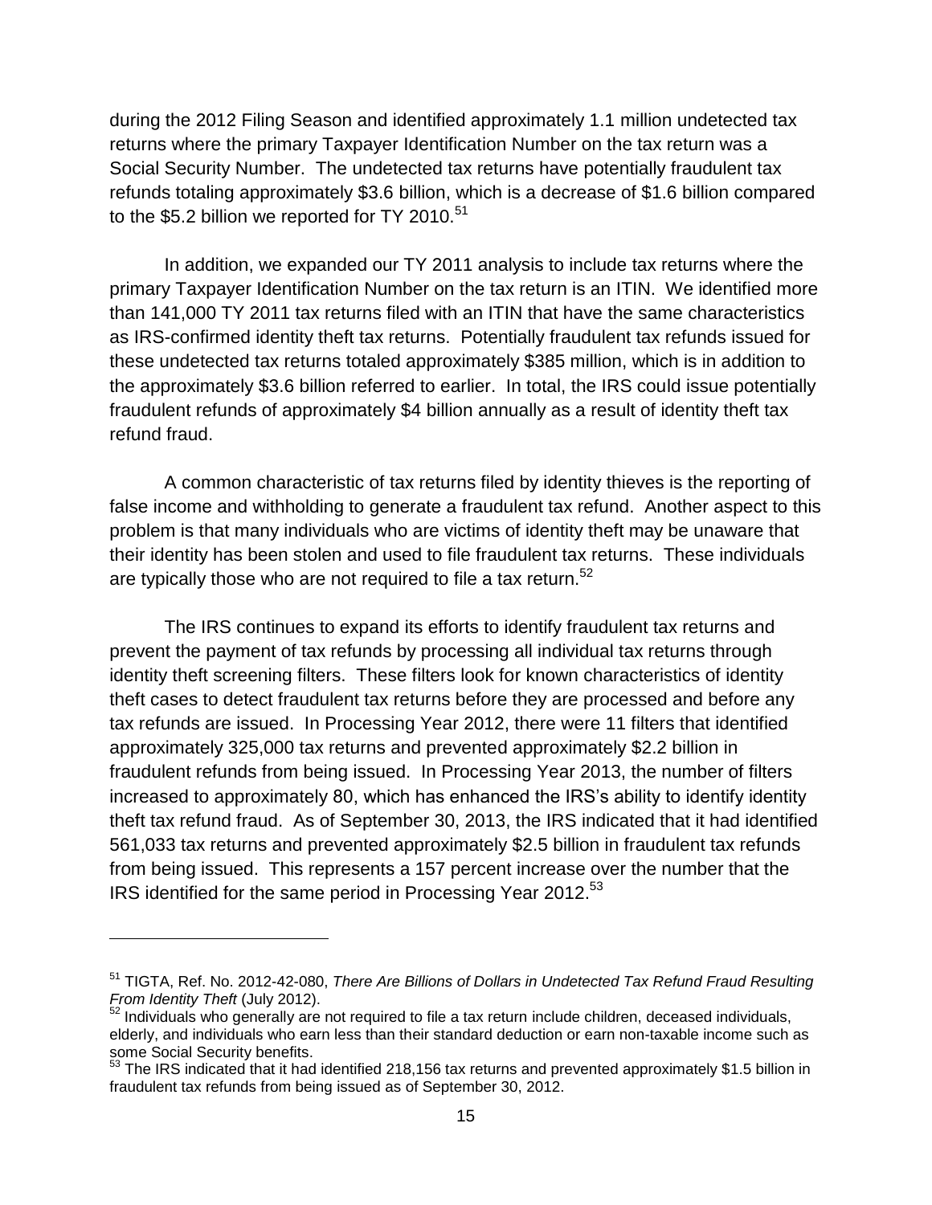during the 2012 Filing Season and identified approximately 1.1 million undetected tax returns where the primary Taxpayer Identification Number on the tax return was a Social Security Number. The undetected tax returns have potentially fraudulent tax refunds totaling approximately $3.6 billion, which is a decrease of $1.6 billion compared to the $5.2 billion we reported for TY 2010.[51]

In addition, we expanded our TY 2011 analysis to include tax returns where the primary Taxpayer Identification Number on the tax return is an ITIN. We identified more than 141,000 TY 2011 tax returns filed with an ITIN that have the same characteristics as IRS-confirmed identity theft tax returns. Potentially fraudulent tax refunds issued for these undetected tax returns totaled approximately $385 million, which is in addition to the approximately $3.6 billion referred to earlier. In total, the IRS could issue potentially fraudulent refunds of approximately $4 billion annually as a result of identity theft tax refund fraud.

A common characteristic of tax returns filed by identity thieves is the reporting of false income and withholding to generate a fraudulent tax refund. Another aspect to this problem is that many individuals who are victims of identity theft may be unaware that their identity has been stolen and used to file fraudulent tax returns. These individuals are typically those who are not required to file a tax return.[52]

The IRS continues to expand its efforts to identify fraudulent tax returns and prevent the payment of tax refunds by processing all individual tax returns through identity theft screening filters. These filters look for known characteristics of identity theft cases to detect fraudulent tax returns before they are processed and before any tax refunds are issued. In Processing Year 2012, there were 11 filters that identified approximately 325,000 tax returns and prevented approximately $2.2 billion in fraudulent refunds from being issued. In Processing Year 2013, the number of filters increased to approximately 80, which has enhanced the IRS's ability to identify identity theft tax refund fraud. As of September 30, 2013, the IRS indicated that it had identified 561,033 tax returns and prevented approximately $2.5 billion in fraudulent tax refunds from being issued. This represents a 157 percent increase over the number that the IRS identified for the same period in Processing Year 2012.[53]

---

[51] TIGTA, Ref. No. 2012-42-080, *There Are Billions of Dollars in Undetected Tax Refund Fraud Resulting From Identity Theft* (July 2012).

[52] Individuals who generally are not required to file a tax return include children, deceased individuals, elderly, and individuals who earn less than their standard deduction or earn non-taxable income such as some Social Security benefits.

[53] The IRS indicated that it had identified 218,156 tax returns and prevented approximately $1.5 billion in fraudulent tax refunds from being issued as of September 30, 2012.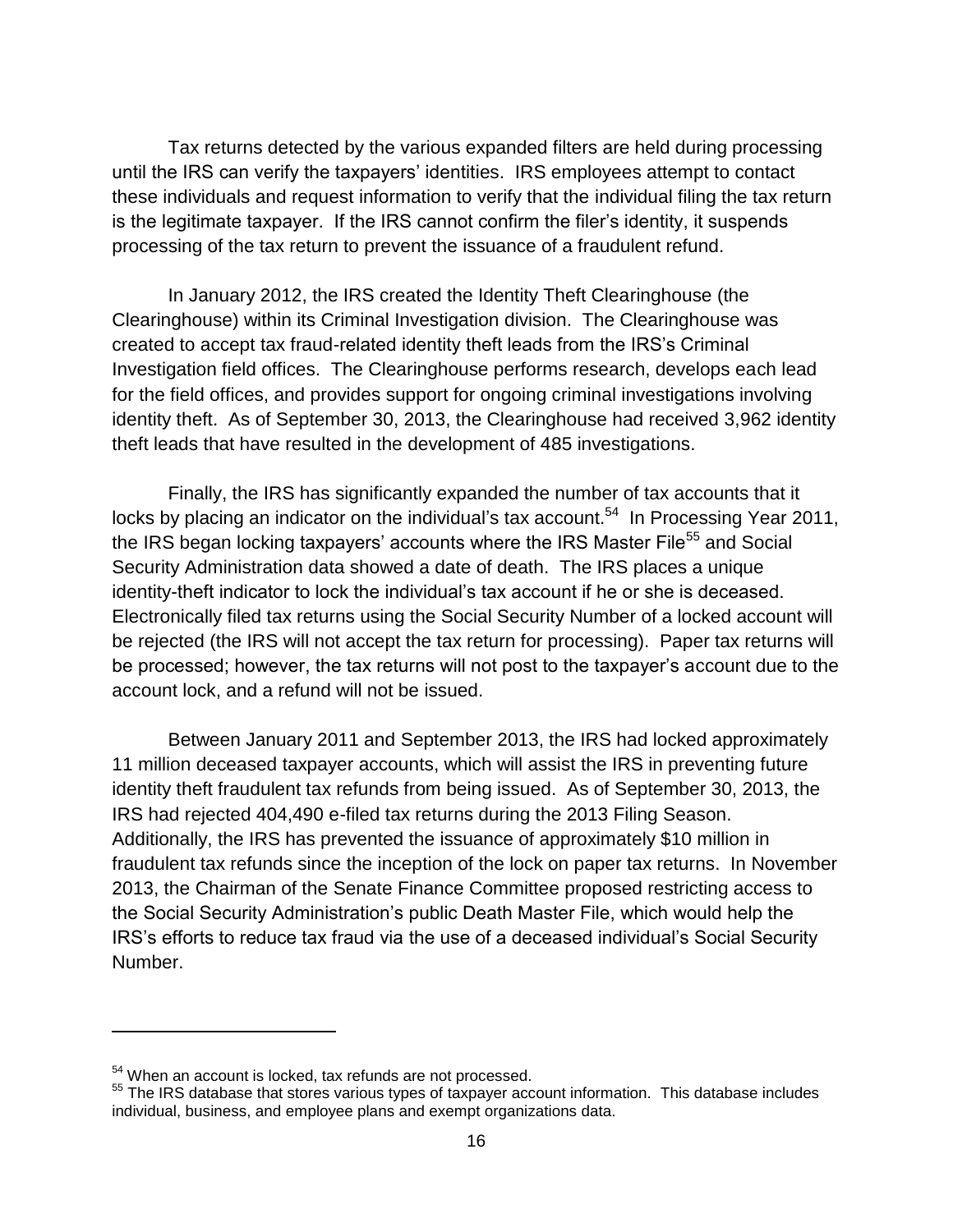Tax returns detected by the various expanded filters are held during processing until the IRS can verify the taxpayers' identities. IRS employees attempt to contact these individuals and request information to verify that the individual filing the tax return is the legitimate taxpayer. If the IRS cannot confirm the filer's identity, it suspends processing of the tax return to prevent the issuance of a fraudulent refund.

In January 2012, the IRS created the Identity Theft Clearinghouse (the Clearinghouse) within its Criminal Investigation division. The Clearinghouse was created to accept tax fraud-related identity theft leads from the IRS's Criminal Investigation field offices. The Clearinghouse performs research, develops each lead for the field offices, and provides support for ongoing criminal investigations involving identity theft. As of September 30, 2013, the Clearinghouse had received 3,962 identity theft leads that have resulted in the development of 485 investigations.

Finally, the IRS has significantly expanded the number of tax accounts that it locks by placing an indicator on the individual's tax account.[54] In Processing Year 2011, the IRS began locking taxpayers' accounts where the IRS Master File[55] and Social Security Administration data showed a date of death. The IRS places a unique identity-theft indicator to lock the individual's tax account if he or she is deceased. Electronically filed tax returns using the Social Security Number of a locked account will be rejected (the IRS will not accept the tax return for processing). Paper tax returns will be processed; however, the tax returns will not post to the taxpayer's account due to the account lock, and a refund will not be issued.

Between January 2011 and September 2013, the IRS had locked approximately 11 million deceased taxpayer accounts, which will assist the IRS in preventing future identity theft fraudulent tax refunds from being issued. As of September 30, 2013, the IRS had rejected 404,490 e-filed tax returns during the 2013 Filing Season. Additionally, the IRS has prevented the issuance of approximately $10 million in fraudulent tax refunds since the inception of the lock on paper tax returns. In November 2013, the Chairman of the Senate Finance Committee proposed restricting access to the Social Security Administration's public Death Master File, which would help the IRS's efforts to reduce tax fraud via the use of a deceased individual's Social Security Number.

---

[54] When an account is locked, tax refunds are not processed.

[55] The IRS database that stores various types of taxpayer account information. This database includes individual, business, and employee plans and exempt organizations data.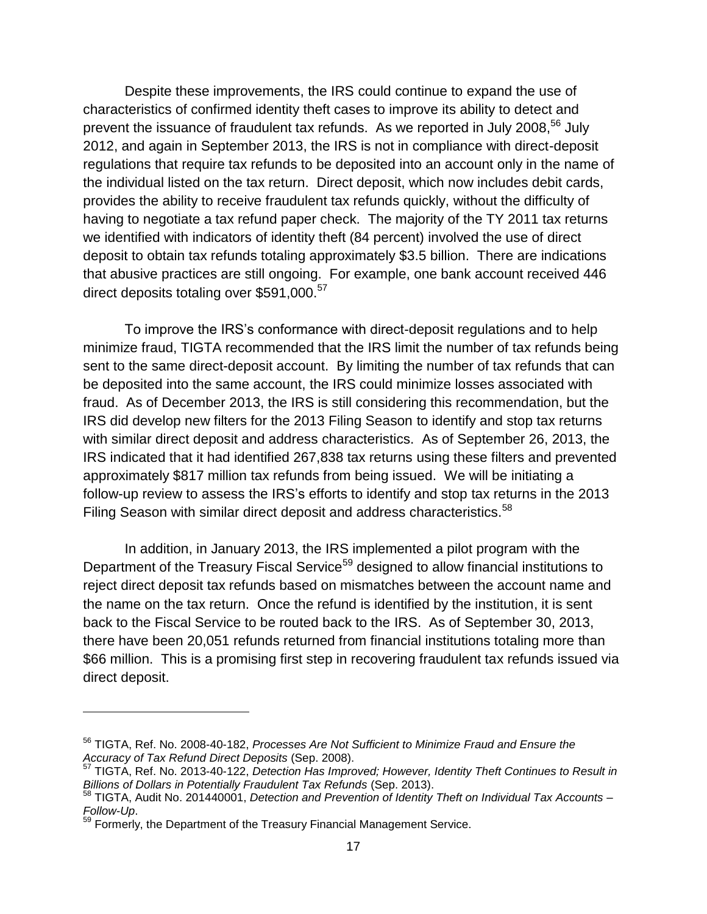Despite these improvements, the IRS could continue to expand the use of characteristics of confirmed identity theft cases to improve its ability to detect and prevent the issuance of fraudulent tax refunds. As we reported in July 2008,[56] July 2012, and again in September 2013, the IRS is not in compliance with direct-deposit regulations that require tax refunds to be deposited into an account only in the name of the individual listed on the tax return. Direct deposit, which now includes debit cards, provides the ability to receive fraudulent tax refunds quickly, without the difficulty of having to negotiate a tax refund paper check. The majority of the TY 2011 tax returns we identified with indicators of identity theft (84 percent) involved the use of direct deposit to obtain tax refunds totaling approximately $3.5 billion. There are indications that abusive practices are still ongoing. For example, one bank account received 446 direct deposits totaling over $591,000.[57]

To improve the IRS's conformance with direct-deposit regulations and to help minimize fraud, TIGTA recommended that the IRS limit the number of tax refunds being sent to the same direct-deposit account. By limiting the number of tax refunds that can be deposited into the same account, the IRS could minimize losses associated with fraud. As of December 2013, the IRS is still considering this recommendation, but the IRS did develop new filters for the 2013 Filing Season to identify and stop tax returns with similar direct deposit and address characteristics. As of September 26, 2013, the IRS indicated that it had identified 267,838 tax returns using these filters and prevented approximately $817 million tax refunds from being issued. We will be initiating a follow-up review to assess the IRS's efforts to identify and stop tax returns in the 2013 Filing Season with similar direct deposit and address characteristics.[58]

In addition, in January 2013, the IRS implemented a pilot program with the Department of the Treasury Fiscal Service[59] designed to allow financial institutions to reject direct deposit tax refunds based on mismatches between the account name and the name on the tax return. Once the refund is identified by the institution, it is sent back to the Fiscal Service to be routed back to the IRS. As of September 30, 2013, there have been 20,051 refunds returned from financial institutions totaling more than $66 million. This is a promising first step in recovering fraudulent tax refunds issued via direct deposit.

---

[56] TIGTA, Ref. No. 2008-40-182, *Processes Are Not Sufficient to Minimize Fraud and Ensure the Accuracy of Tax Refund Direct Deposits* (Sep. 2008).

[57] TIGTA, Ref. No. 2013-40-122, *Detection Has Improved; However, Identity Theft Continues to Result in Billions of Dollars in Potentially Fraudulent Tax Refunds* (Sep. 2013).

[58] TIGTA, Audit No. 201440001, *Detection and Prevention of Identity Theft on Individual Tax Accounts – Follow-Up*.

[59] Formerly, the Department of the Treasury Financial Management Service.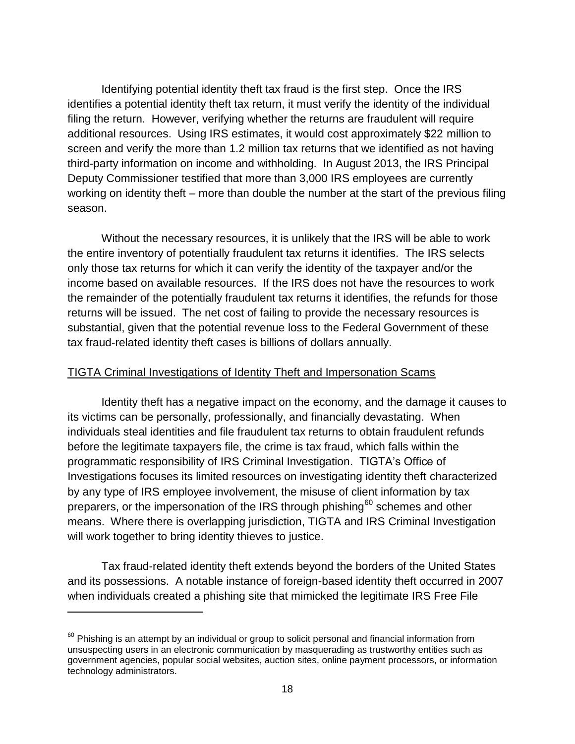Identifying potential identity theft tax fraud is the first step. Once the IRS identifies a potential identity theft tax return, it must verify the identity of the individual filing the return. However, verifying whether the returns are fraudulent will require additional resources. Using IRS estimates, it would cost approximately $22 million to screen and verify the more than 1.2 million tax returns that we identified as not having third-party information on income and withholding. In August 2013, the IRS Principal Deputy Commissioner testified that more than 3,000 IRS employees are currently working on identity theft – more than double the number at the start of the previous filing season.

Without the necessary resources, it is unlikely that the IRS will be able to work the entire inventory of potentially fraudulent tax returns it identifies. The IRS selects only those tax returns for which it can verify the identity of the taxpayer and/or the income based on available resources. If the IRS does not have the resources to work the remainder of the potentially fraudulent tax returns it identifies, the refunds for those returns will be issued. The net cost of failing to provide the necessary resources is substantial, given that the potential revenue loss to the Federal Government of these tax fraud-related identity theft cases is billions of dollars annually.

## TIGTA Criminal Investigations of Identity Theft and Impersonation Scams

Identity theft has a negative impact on the economy, and the damage it causes to its victims can be personally, professionally, and financially devastating. When individuals steal identities and file fraudulent tax returns to obtain fraudulent refunds before the legitimate taxpayers file, the crime is tax fraud, which falls within the programmatic responsibility of IRS Criminal Investigation. TIGTA's Office of Investigations focuses its limited resources on investigating identity theft characterized by any type of IRS employee involvement, the misuse of client information by tax preparers, or the impersonation of the IRS through phishing[60] schemes and other means. Where there is overlapping jurisdiction, TIGTA and IRS Criminal Investigation will work together to bring identity thieves to justice.

Tax fraud-related identity theft extends beyond the borders of the United States and its possessions. A notable instance of foreign-based identity theft occurred in 2007 when individuals created a phishing site that mimicked the legitimate IRS Free File

[60] Phishing is an attempt by an individual or group to solicit personal and financial information from unsuspecting users in an electronic communication by masquerading as trustworthy entities such as government agencies, popular social websites, auction sites, online payment processors, or information technology administrators.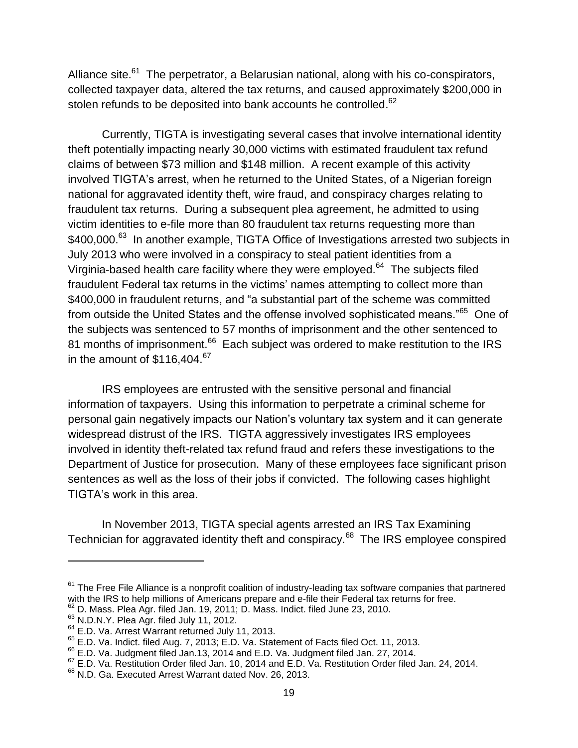Alliance site.[61] The perpetrator, a Belarusian national, along with his co-conspirators, collected taxpayer data, altered the tax returns, and caused approximately $200,000 in stolen refunds to be deposited into bank accounts he controlled.[62]

Currently, TIGTA is investigating several cases that involve international identity theft potentially impacting nearly 30,000 victims with estimated fraudulent tax refund claims of between $73 million and $148 million. A recent example of this activity involved TIGTA's arrest, when he returned to the United States, of a Nigerian foreign national for aggravated identity theft, wire fraud, and conspiracy charges relating to fraudulent tax returns. During a subsequent plea agreement, he admitted to using victim identities to e-file more than 80 fraudulent tax returns requesting more than $400,000.[63] In another example, TIGTA Office of Investigations arrested two subjects in July 2013 who were involved in a conspiracy to steal patient identities from a Virginia-based health care facility where they were employed.[64] The subjects filed fraudulent Federal tax returns in the victims' names attempting to collect more than $400,000 in fraudulent returns, and "a substantial part of the scheme was committed from outside the United States and the offense involved sophisticated means."[65] One of the subjects was sentenced to 57 months of imprisonment and the other sentenced to 81 months of imprisonment.[66] Each subject was ordered to make restitution to the IRS in the amount of $116,404.[67]

IRS employees are entrusted with the sensitive personal and financial information of taxpayers. Using this information to perpetrate a criminal scheme for personal gain negatively impacts our Nation's voluntary tax system and it can generate widespread distrust of the IRS. TIGTA aggressively investigates IRS employees involved in identity theft-related tax refund fraud and refers these investigations to the Department of Justice for prosecution. Many of these employees face significant prison sentences as well as the loss of their jobs if convicted. The following cases highlight TIGTA's work in this area.

In November 2013, TIGTA special agents arrested an IRS Tax Examining Technician for aggravated identity theft and conspiracy.[68] The IRS employee conspired

---

[61] The Free File Alliance is a nonprofit coalition of industry-leading tax software companies that partnered with the IRS to help millions of Americans prepare and e-file their Federal tax returns for free.

[62] D. Mass. Plea Agr. filed Jan. 19, 2011; D. Mass. Indict. filed June 23, 2010.

[63] N.D.N.Y. Plea Agr. filed July 11, 2012.

[64] E.D. Va. Arrest Warrant returned July 11, 2013.

[65] E.D. Va. Indict. filed Aug. 7, 2013; E.D. Va. Statement of Facts filed Oct. 11, 2013.

[66] E.D. Va. Judgment filed Jan.13, 2014 and E.D. Va. Judgment filed Jan. 27, 2014.

[67] E.D. Va. Restitution Order filed Jan. 10, 2014 and E.D. Va. Restitution Order filed Jan. 24, 2014.

[68] N.D. Ga. Executed Arrest Warrant dated Nov. 26, 2013.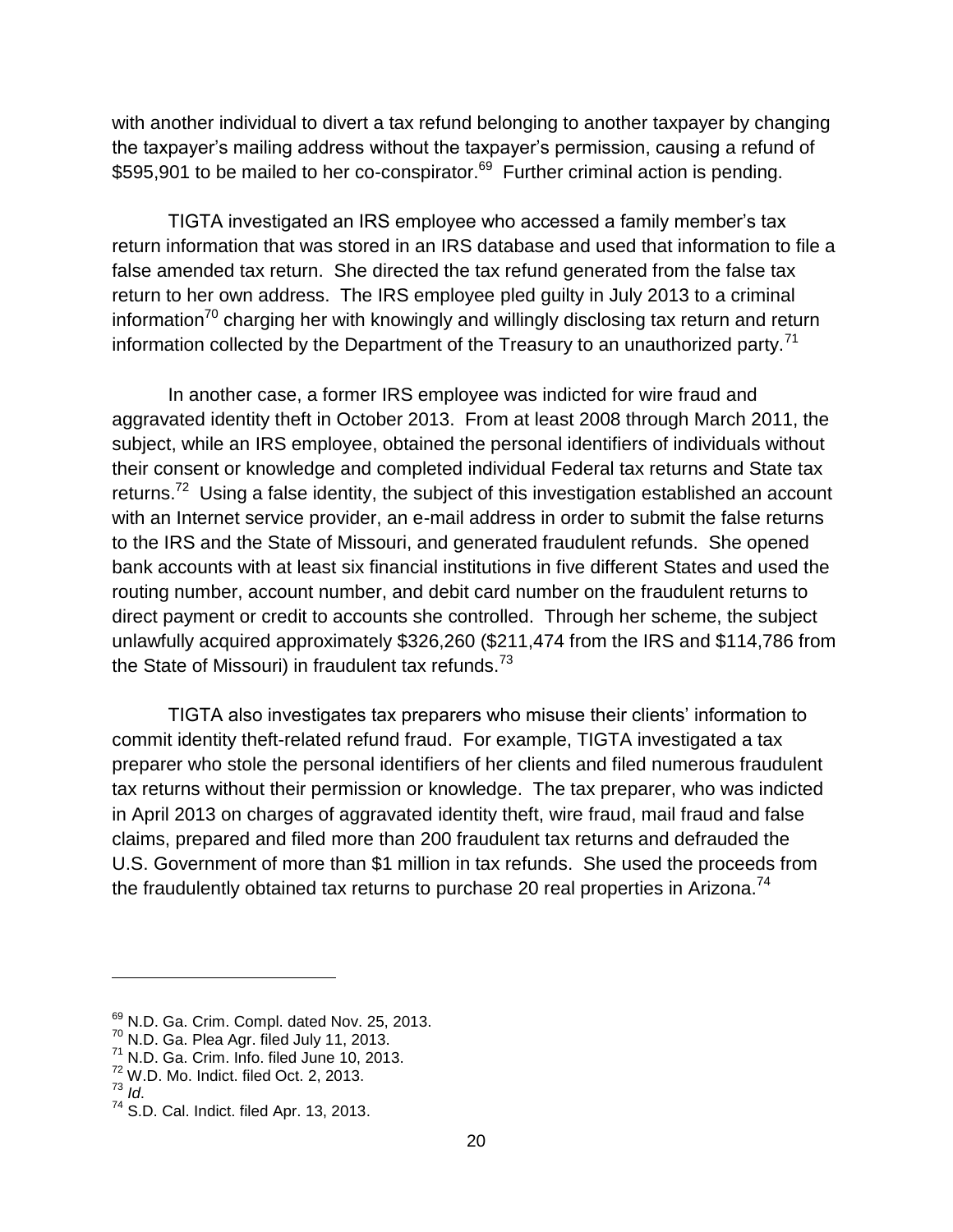with another individual to divert a tax refund belonging to another taxpayer by changing the taxpayer's mailing address without the taxpayer's permission, causing a refund of $595,901 to be mailed to her co-conspirator.[69] Further criminal action is pending.

TIGTA investigated an IRS employee who accessed a family member's tax return information that was stored in an IRS database and used that information to file a false amended tax return. She directed the tax refund generated from the false tax return to her own address. The IRS employee pled guilty in July 2013 to a criminal information[70] charging her with knowingly and willingly disclosing tax return and return information collected by the Department of the Treasury to an unauthorized party.[71]

In another case, a former IRS employee was indicted for wire fraud and aggravated identity theft in October 2013. From at least 2008 through March 2011, the subject, while an IRS employee, obtained the personal identifiers of individuals without their consent or knowledge and completed individual Federal tax returns and State tax returns.[72] Using a false identity, the subject of this investigation established an account with an Internet service provider, an e-mail address in order to submit the false returns to the IRS and the State of Missouri, and generated fraudulent refunds. She opened bank accounts with at least six financial institutions in five different States and used the routing number, account number, and debit card number on the fraudulent returns to direct payment or credit to accounts she controlled. Through her scheme, the subject unlawfully acquired approximately $326,260 ($211,474 from the IRS and $114,786 from the State of Missouri) in fraudulent tax refunds.[73]

TIGTA also investigates tax preparers who misuse their clients' information to commit identity theft-related refund fraud. For example, TIGTA investigated a tax preparer who stole the personal identifiers of her clients and filed numerous fraudulent tax returns without their permission or knowledge. The tax preparer, who was indicted in April 2013 on charges of aggravated identity theft, wire fraud, mail fraud and false claims, prepared and filed more than 200 fraudulent tax returns and defrauded the U.S. Government of more than $1 million in tax refunds. She used the proceeds from the fraudulently obtained tax returns to purchase 20 real properties in Arizona.[74]

---

[69] N.D. Ga. Crim. Compl. dated Nov. 25, 2013.
[70] N.D. Ga. Plea Agr. filed July 11, 2013.
[71] N.D. Ga. Crim. Info. filed June 10, 2013.
[72] W.D. Mo. Indict. filed Oct. 2, 2013.
[73] *Id*.
[74] S.D. Cal. Indict. filed Apr. 13, 2013.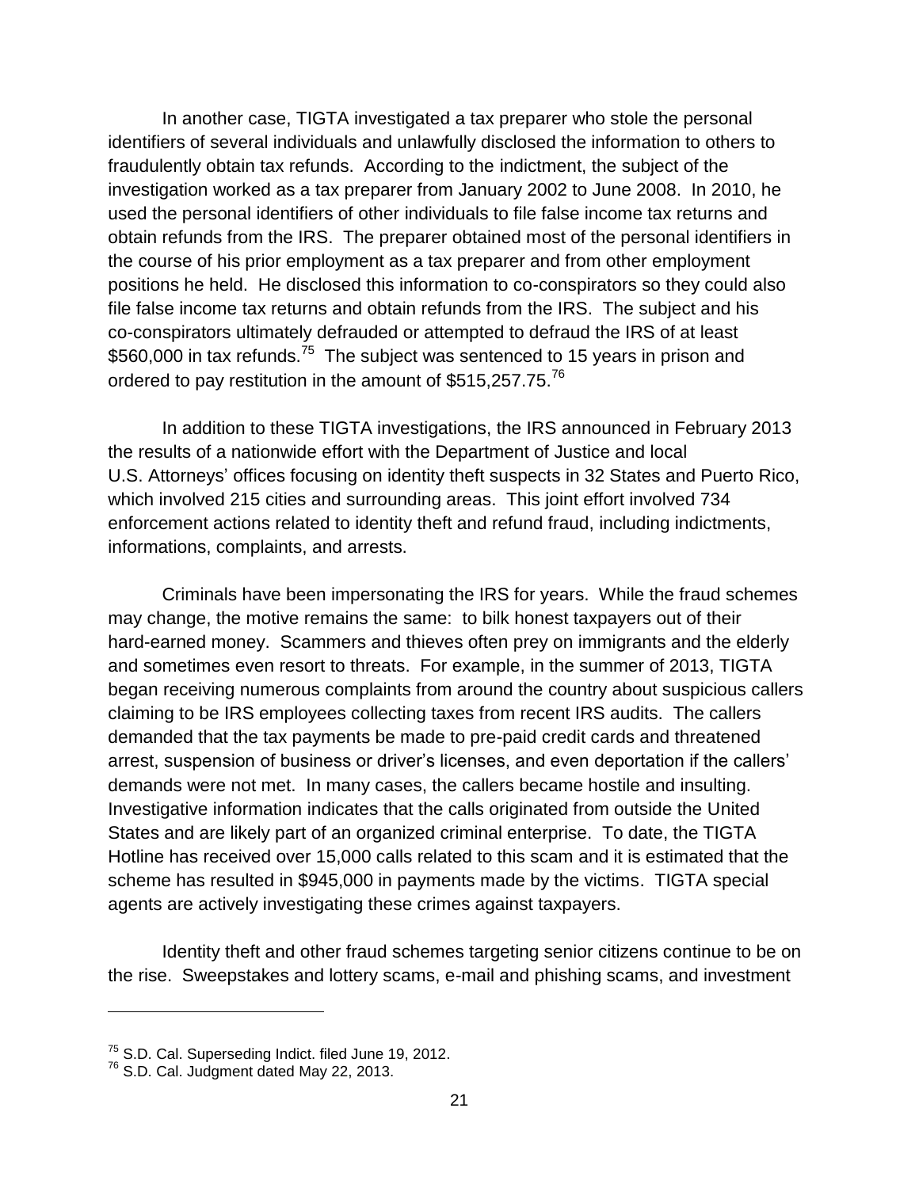In another case, TIGTA investigated a tax preparer who stole the personal identifiers of several individuals and unlawfully disclosed the information to others to fraudulently obtain tax refunds. According to the indictment, the subject of the investigation worked as a tax preparer from January 2002 to June 2008. In 2010, he used the personal identifiers of other individuals to file false income tax returns and obtain refunds from the IRS. The preparer obtained most of the personal identifiers in the course of his prior employment as a tax preparer and from other employment positions he held. He disclosed this information to co-conspirators so they could also file false income tax returns and obtain refunds from the IRS. The subject and his co-conspirators ultimately defrauded or attempted to defraud the IRS of at least $560,000 in tax refunds.[75] The subject was sentenced to 15 years in prison and ordered to pay restitution in the amount of $515,257.75.[76]

In addition to these TIGTA investigations, the IRS announced in February 2013 the results of a nationwide effort with the Department of Justice and local U.S. Attorneys' offices focusing on identity theft suspects in 32 States and Puerto Rico, which involved 215 cities and surrounding areas. This joint effort involved 734 enforcement actions related to identity theft and refund fraud, including indictments, informations, complaints, and arrests.

Criminals have been impersonating the IRS for years. While the fraud schemes may change, the motive remains the same: to bilk honest taxpayers out of their hard-earned money. Scammers and thieves often prey on immigrants and the elderly and sometimes even resort to threats. For example, in the summer of 2013, TIGTA began receiving numerous complaints from around the country about suspicious callers claiming to be IRS employees collecting taxes from recent IRS audits. The callers demanded that the tax payments be made to pre-paid credit cards and threatened arrest, suspension of business or driver's licenses, and even deportation if the callers' demands were not met. In many cases, the callers became hostile and insulting. Investigative information indicates that the calls originated from outside the United States and are likely part of an organized criminal enterprise. To date, the TIGTA Hotline has received over 15,000 calls related to this scam and it is estimated that the scheme has resulted in $945,000 in payments made by the victims. TIGTA special agents are actively investigating these crimes against taxpayers.

Identity theft and other fraud schemes targeting senior citizens continue to be on the rise. Sweepstakes and lottery scams, e-mail and phishing scams, and investment

---

[75] S.D. Cal. Superseding Indict. filed June 19, 2012.

[76] S.D. Cal. Judgment dated May 22, 2013.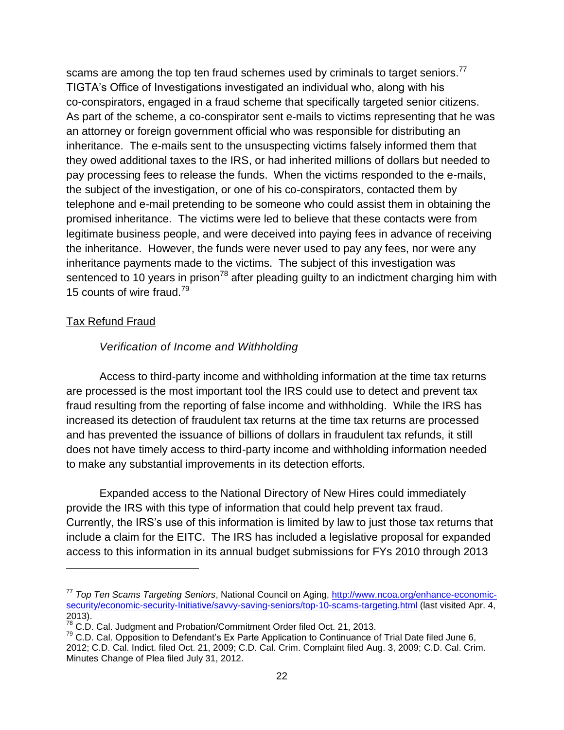scams are among the top ten fraud schemes used by criminals to target seniors.[77] TIGTA's Office of Investigations investigated an individual who, along with his co-conspirators, engaged in a fraud scheme that specifically targeted senior citizens. As part of the scheme, a co-conspirator sent e-mails to victims representing that he was an attorney or foreign government official who was responsible for distributing an inheritance. The e-mails sent to the unsuspecting victims falsely informed them that they owed additional taxes to the IRS, or had inherited millions of dollars but needed to pay processing fees to release the funds. When the victims responded to the e-mails, the subject of the investigation, or one of his co-conspirators, contacted them by telephone and e-mail pretending to be someone who could assist them in obtaining the promised inheritance. The victims were led to believe that these contacts were from legitimate business people, and were deceived into paying fees in advance of receiving the inheritance. However, the funds were never used to pay any fees, nor were any inheritance payments made to the victims. The subject of this investigation was sentenced to 10 years in prison[78] after pleading guilty to an indictment charging him with 15 counts of wire fraud.[79]

<u>Tax Refund Fraud</u>

*Verification of Income and Withholding*

Access to third-party income and withholding information at the time tax returns are processed is the most important tool the IRS could use to detect and prevent tax fraud resulting from the reporting of false income and withholding. While the IRS has increased its detection of fraudulent tax returns at the time tax returns are processed and has prevented the issuance of billions of dollars in fraudulent tax refunds, it still does not have timely access to third-party income and withholding information needed to make any substantial improvements in its detection efforts.

Expanded access to the National Directory of New Hires could immediately provide the IRS with this type of information that could help prevent tax fraud. Currently, the IRS's use of this information is limited by law to just those tax returns that include a claim for the EITC. The IRS has included a legislative proposal for expanded access to this information in its annual budget submissions for FYs 2010 through 2013

---

[77] *Top Ten Scams Targeting Seniors*, National Council on Aging, http://www.ncoa.org/enhance-economic-security/economic-security-Initiative/savvy-saving-seniors/top-10-scams-targeting.html (last visited Apr. 4, 2013).

[78] C.D. Cal. Judgment and Probation/Commitment Order filed Oct. 21, 2013.

[79] C.D. Cal. Opposition to Defendant's Ex Parte Application to Continuance of Trial Date filed June 6, 2012; C.D. Cal. Indict. filed Oct. 21, 2009; C.D. Cal. Crim. Complaint filed Aug. 3, 2009; C.D. Cal. Crim. Minutes Change of Plea filed July 31, 2012.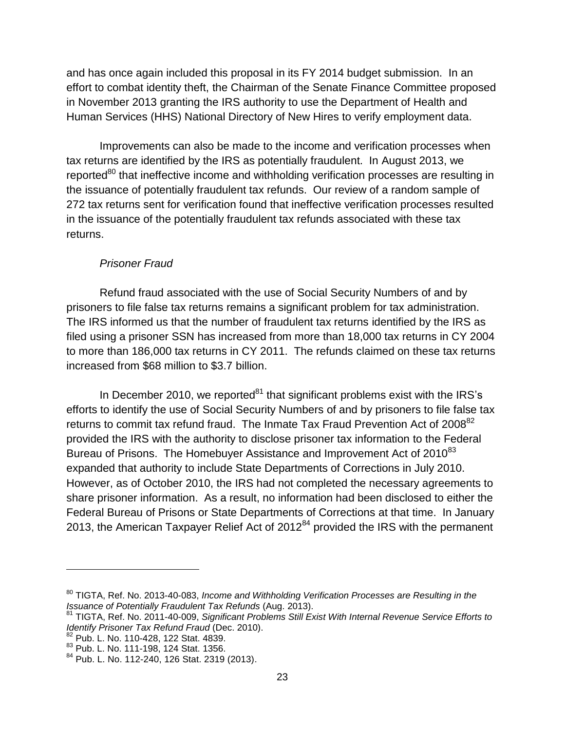and has once again included this proposal in its FY 2014 budget submission. In an effort to combat identity theft, the Chairman of the Senate Finance Committee proposed in November 2013 granting the IRS authority to use the Department of Health and Human Services (HHS) National Directory of New Hires to verify employment data.

Improvements can also be made to the income and verification processes when tax returns are identified by the IRS as potentially fraudulent. In August 2013, we reported[80] that ineffective income and withholding verification processes are resulting in the issuance of potentially fraudulent tax refunds. Our review of a random sample of 272 tax returns sent for verification found that ineffective verification processes resulted in the issuance of the potentially fraudulent tax refunds associated with these tax returns.

*Prisoner Fraud*

Refund fraud associated with the use of Social Security Numbers of and by prisoners to file false tax returns remains a significant problem for tax administration. The IRS informed us that the number of fraudulent tax returns identified by the IRS as filed using a prisoner SSN has increased from more than 18,000 tax returns in CY 2004 to more than 186,000 tax returns in CY 2011. The refunds claimed on these tax returns increased from $68 million to $3.7 billion.

In December 2010, we reported[81] that significant problems exist with the IRS's efforts to identify the use of Social Security Numbers of and by prisoners to file false tax returns to commit tax refund fraud. The Inmate Tax Fraud Prevention Act of 2008[82] provided the IRS with the authority to disclose prisoner tax information to the Federal Bureau of Prisons. The Homebuyer Assistance and Improvement Act of 2010[83] expanded that authority to include State Departments of Corrections in July 2010. However, as of October 2010, the IRS had not completed the necessary agreements to share prisoner information. As a result, no information had been disclosed to either the Federal Bureau of Prisons or State Departments of Corrections at that time. In January 2013, the American Taxpayer Relief Act of 2012[84] provided the IRS with the permanent

---

[80] TIGTA, Ref. No. 2013-40-083, *Income and Withholding Verification Processes are Resulting in the Issuance of Potentially Fraudulent Tax Refunds* (Aug. 2013).

[81] TIGTA, Ref. No. 2011-40-009, *Significant Problems Still Exist With Internal Revenue Service Efforts to Identify Prisoner Tax Refund Fraud* (Dec. 2010).

[82] Pub. L. No. 110-428, 122 Stat. 4839.

[83] Pub. L. No. 111-198, 124 Stat. 1356.

[84] Pub. L. No. 112-240, 126 Stat. 2319 (2013).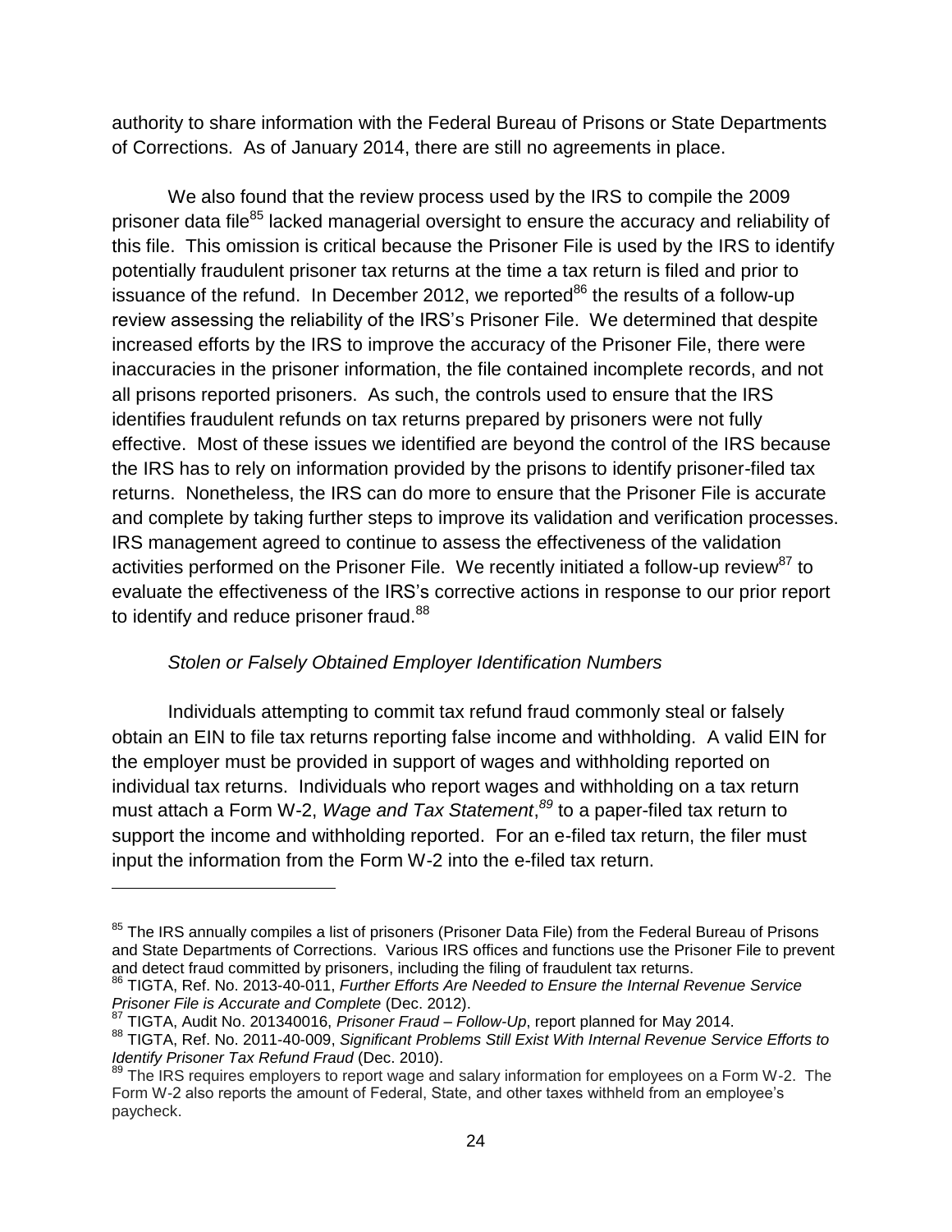authority to share information with the Federal Bureau of Prisons or State Departments of Corrections. As of January 2014, there are still no agreements in place.

We also found that the review process used by the IRS to compile the 2009 prisoner data file[85] lacked managerial oversight to ensure the accuracy and reliability of this file. This omission is critical because the Prisoner File is used by the IRS to identify potentially fraudulent prisoner tax returns at the time a tax return is filed and prior to issuance of the refund. In December 2012, we reported[86] the results of a follow-up review assessing the reliability of the IRS's Prisoner File. We determined that despite increased efforts by the IRS to improve the accuracy of the Prisoner File, there were inaccuracies in the prisoner information, the file contained incomplete records, and not all prisons reported prisoners. As such, the controls used to ensure that the IRS identifies fraudulent refunds on tax returns prepared by prisoners were not fully effective. Most of these issues we identified are beyond the control of the IRS because the IRS has to rely on information provided by the prisons to identify prisoner-filed tax returns. Nonetheless, the IRS can do more to ensure that the Prisoner File is accurate and complete by taking further steps to improve its validation and verification processes. IRS management agreed to continue to assess the effectiveness of the validation activities performed on the Prisoner File. We recently initiated a follow-up review[87] to evaluate the effectiveness of the IRS's corrective actions in response to our prior report to identify and reduce prisoner fraud.[88]

*Stolen or Falsely Obtained Employer Identification Numbers*

Individuals attempting to commit tax refund fraud commonly steal or falsely obtain an EIN to file tax returns reporting false income and withholding. A valid EIN for the employer must be provided in support of wages and withholding reported on individual tax returns. Individuals who report wages and withholding on a tax return must attach a Form W-2, *Wage and Tax Statement*,[89] to a paper-filed tax return to support the income and withholding reported. For an e-filed tax return, the filer must input the information from the Form W-2 into the e-filed tax return.

---

[85] The IRS annually compiles a list of prisoners (Prisoner Data File) from the Federal Bureau of Prisons and State Departments of Corrections. Various IRS offices and functions use the Prisoner File to prevent and detect fraud committed by prisoners, including the filing of fraudulent tax returns.

[86] TIGTA, Ref. No. 2013-40-011, *Further Efforts Are Needed to Ensure the Internal Revenue Service Prisoner File is Accurate and Complete* (Dec. 2012).

[87] TIGTA, Audit No. 201340016, *Prisoner Fraud – Follow-Up*, report planned for May 2014.

[88] TIGTA, Ref. No. 2011-40-009, *Significant Problems Still Exist With Internal Revenue Service Efforts to Identify Prisoner Tax Refund Fraud* (Dec. 2010).

[89] The IRS requires employers to report wage and salary information for employees on a Form W-2. The Form W-2 also reports the amount of Federal, State, and other taxes withheld from an employee's paycheck.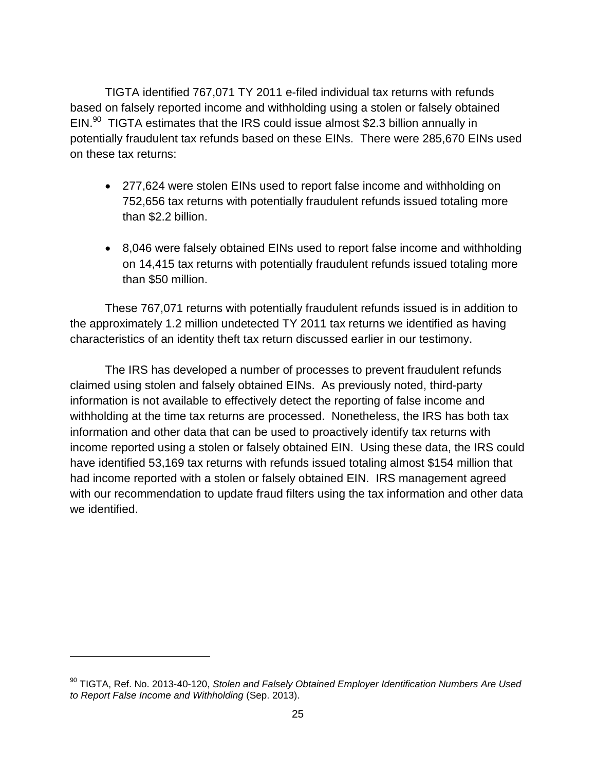TIGTA identified 767,071 TY 2011 e-filed individual tax returns with refunds based on falsely reported income and withholding using a stolen or falsely obtained EIN.[90] TIGTA estimates that the IRS could issue almost $2.3 billion annually in potentially fraudulent tax refunds based on these EINs. There were 285,670 EINs used on these tax returns:

- 277,624 were stolen EINs used to report false income and withholding on 752,656 tax returns with potentially fraudulent refunds issued totaling more than $2.2 billion.
- 8,046 were falsely obtained EINs used to report false income and withholding on 14,415 tax returns with potentially fraudulent refunds issued totaling more than $50 million.

These 767,071 returns with potentially fraudulent refunds issued is in addition to the approximately 1.2 million undetected TY 2011 tax returns we identified as having characteristics of an identity theft tax return discussed earlier in our testimony.

The IRS has developed a number of processes to prevent fraudulent refunds claimed using stolen and falsely obtained EINs. As previously noted, third-party information is not available to effectively detect the reporting of false income and withholding at the time tax returns are processed. Nonetheless, the IRS has both tax information and other data that can be used to proactively identify tax returns with income reported using a stolen or falsely obtained EIN. Using these data, the IRS could have identified 53,169 tax returns with refunds issued totaling almost $154 million that had income reported with a stolen or falsely obtained EIN. IRS management agreed with our recommendation to update fraud filters using the tax information and other data we identified.

---

[90] TIGTA, Ref. No. 2013-40-120, *Stolen and Falsely Obtained Employer Identification Numbers Are Used to Report False Income and Withholding* (Sep. 2013).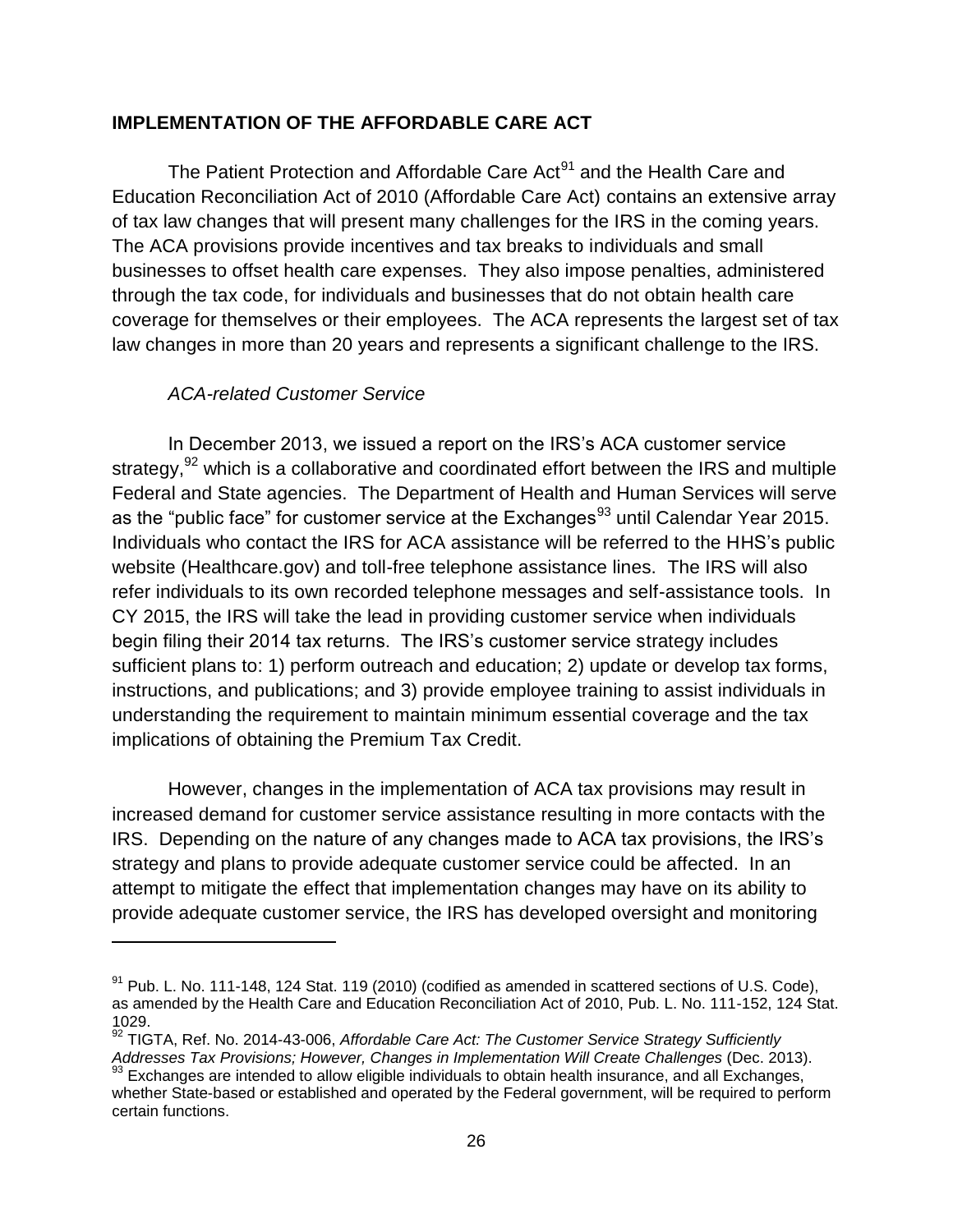## IMPLEMENTATION OF THE AFFORDABLE CARE ACT

The Patient Protection and Affordable Care Act[91] and the Health Care and Education Reconciliation Act of 2010 (Affordable Care Act) contains an extensive array of tax law changes that will present many challenges for the IRS in the coming years. The ACA provisions provide incentives and tax breaks to individuals and small businesses to offset health care expenses. They also impose penalties, administered through the tax code, for individuals and businesses that do not obtain health care coverage for themselves or their employees. The ACA represents the largest set of tax law changes in more than 20 years and represents a significant challenge to the IRS.

*ACA-related Customer Service*

In December 2013, we issued a report on the IRS's ACA customer service strategy,[92] which is a collaborative and coordinated effort between the IRS and multiple Federal and State agencies. The Department of Health and Human Services will serve as the "public face" for customer service at the Exchanges[93] until Calendar Year 2015. Individuals who contact the IRS for ACA assistance will be referred to the HHS's public website (Healthcare.gov) and toll-free telephone assistance lines. The IRS will also refer individuals to its own recorded telephone messages and self-assistance tools. In CY 2015, the IRS will take the lead in providing customer service when individuals begin filing their 2014 tax returns. The IRS's customer service strategy includes sufficient plans to: 1) perform outreach and education; 2) update or develop tax forms, instructions, and publications; and 3) provide employee training to assist individuals in understanding the requirement to maintain minimum essential coverage and the tax implications of obtaining the Premium Tax Credit.

However, changes in the implementation of ACA tax provisions may result in increased demand for customer service assistance resulting in more contacts with the IRS. Depending on the nature of any changes made to ACA tax provisions, the IRS's strategy and plans to provide adequate customer service could be affected. In an attempt to mitigate the effect that implementation changes may have on its ability to provide adequate customer service, the IRS has developed oversight and monitoring

---

[91] Pub. L. No. 111-148, 124 Stat. 119 (2010) (codified as amended in scattered sections of U.S. Code), as amended by the Health Care and Education Reconciliation Act of 2010, Pub. L. No. 111-152, 124 Stat. 1029.

[92] TIGTA, Ref. No. 2014-43-006, *Affordable Care Act: The Customer Service Strategy Sufficiently Addresses Tax Provisions; However, Changes in Implementation Will Create Challenges* (Dec. 2013).

[93] Exchanges are intended to allow eligible individuals to obtain health insurance, and all Exchanges, whether State-based or established and operated by the Federal government, will be required to perform certain functions.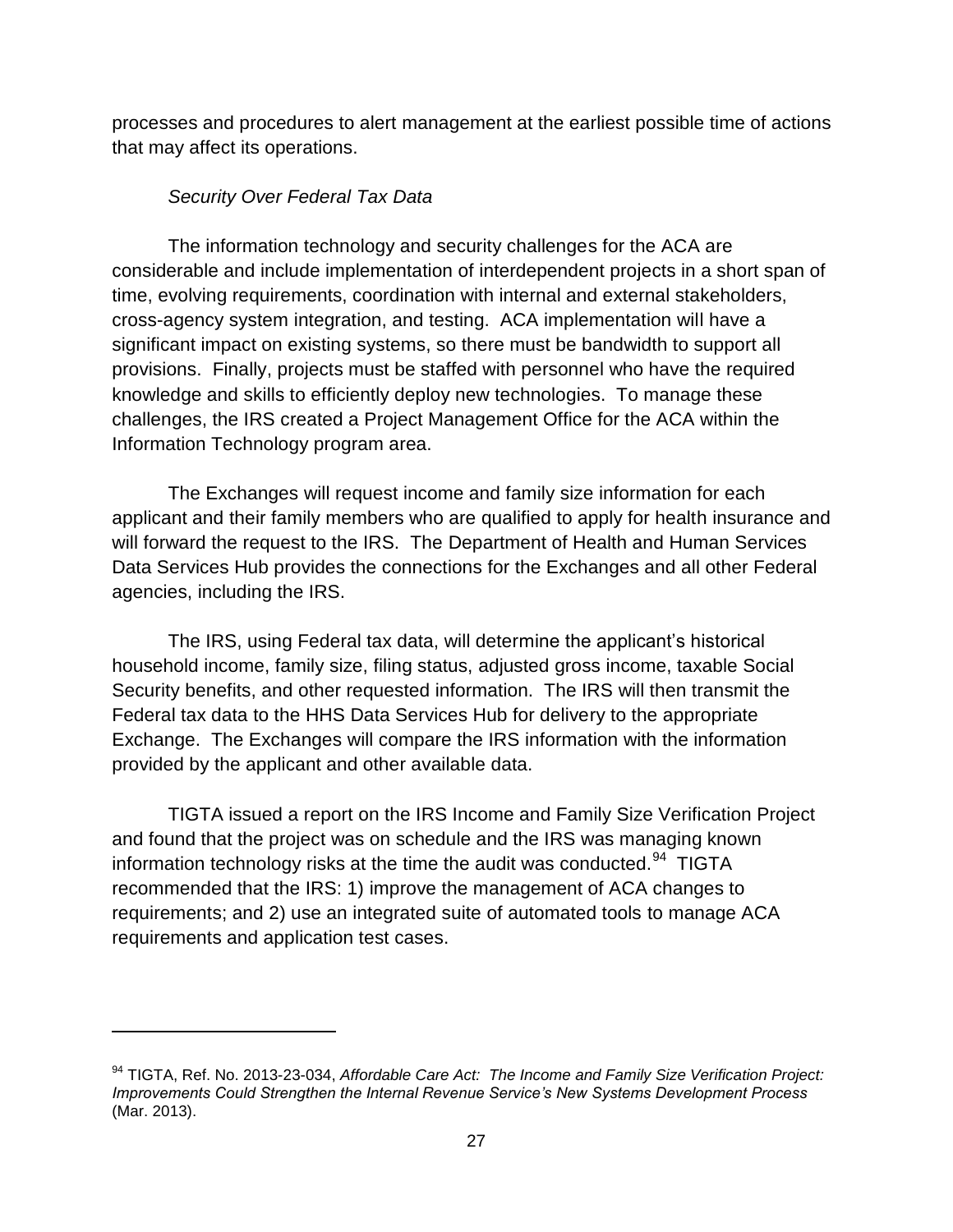processes and procedures to alert management at the earliest possible time of actions that may affect its operations.

### *Security Over Federal Tax Data*

The information technology and security challenges for the ACA are considerable and include implementation of interdependent projects in a short span of time, evolving requirements, coordination with internal and external stakeholders, cross-agency system integration, and testing. ACA implementation will have a significant impact on existing systems, so there must be bandwidth to support all provisions. Finally, projects must be staffed with personnel who have the required knowledge and skills to efficiently deploy new technologies. To manage these challenges, the IRS created a Project Management Office for the ACA within the Information Technology program area.

The Exchanges will request income and family size information for each applicant and their family members who are qualified to apply for health insurance and will forward the request to the IRS. The Department of Health and Human Services Data Services Hub provides the connections for the Exchanges and all other Federal agencies, including the IRS.

The IRS, using Federal tax data, will determine the applicant's historical household income, family size, filing status, adjusted gross income, taxable Social Security benefits, and other requested information. The IRS will then transmit the Federal tax data to the HHS Data Services Hub for delivery to the appropriate Exchange. The Exchanges will compare the IRS information with the information provided by the applicant and other available data.

TIGTA issued a report on the IRS Income and Family Size Verification Project and found that the project was on schedule and the IRS was managing known information technology risks at the time the audit was conducted.[94] TIGTA recommended that the IRS: 1) improve the management of ACA changes to requirements; and 2) use an integrated suite of automated tools to manage ACA requirements and application test cases.

---

[94] TIGTA, Ref. No. 2013-23-034, *Affordable Care Act: The Income and Family Size Verification Project: Improvements Could Strengthen the Internal Revenue Service's New Systems Development Process* (Mar. 2013).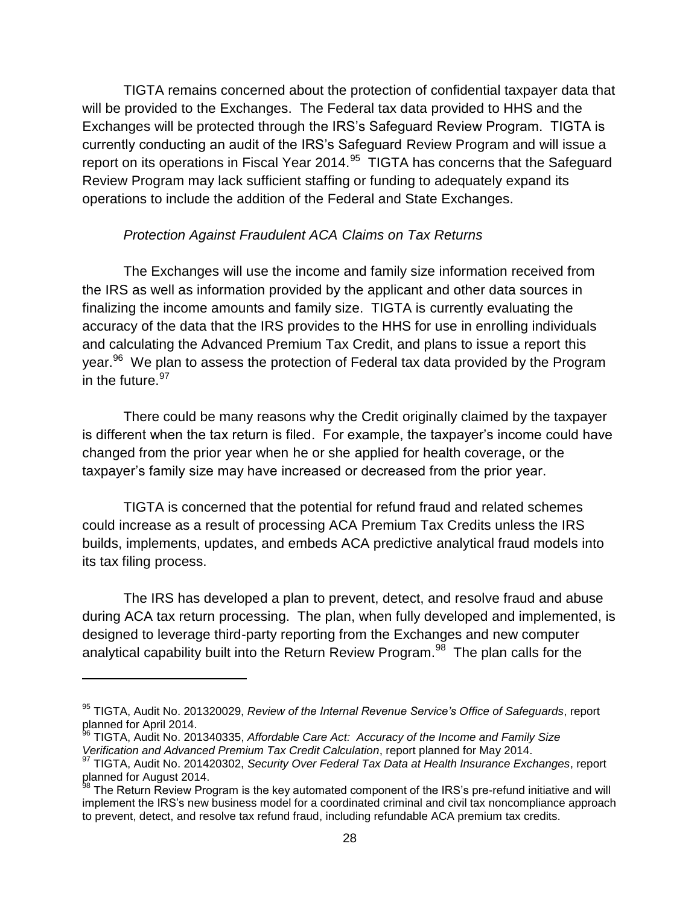TIGTA remains concerned about the protection of confidential taxpayer data that will be provided to the Exchanges. The Federal tax data provided to HHS and the Exchanges will be protected through the IRS's Safeguard Review Program. TIGTA is currently conducting an audit of the IRS's Safeguard Review Program and will issue a report on its operations in Fiscal Year 2014.[95] TIGTA has concerns that the Safeguard Review Program may lack sufficient staffing or funding to adequately expand its operations to include the addition of the Federal and State Exchanges.

*Protection Against Fraudulent ACA Claims on Tax Returns*

The Exchanges will use the income and family size information received from the IRS as well as information provided by the applicant and other data sources in finalizing the income amounts and family size. TIGTA is currently evaluating the accuracy of the data that the IRS provides to the HHS for use in enrolling individuals and calculating the Advanced Premium Tax Credit, and plans to issue a report this year.[96] We plan to assess the protection of Federal tax data provided by the Program in the future.[97]

There could be many reasons why the Credit originally claimed by the taxpayer is different when the tax return is filed. For example, the taxpayer's income could have changed from the prior year when he or she applied for health coverage, or the taxpayer's family size may have increased or decreased from the prior year.

TIGTA is concerned that the potential for refund fraud and related schemes could increase as a result of processing ACA Premium Tax Credits unless the IRS builds, implements, updates, and embeds ACA predictive analytical fraud models into its tax filing process.

The IRS has developed a plan to prevent, detect, and resolve fraud and abuse during ACA tax return processing. The plan, when fully developed and implemented, is designed to leverage third-party reporting from the Exchanges and new computer analytical capability built into the Return Review Program.[98] The plan calls for the

---

[95] TIGTA, Audit No. 201320029, *Review of the Internal Revenue Service's Office of Safeguards*, report planned for April 2014.

[96] TIGTA, Audit No. 201340335, *Affordable Care Act: Accuracy of the Income and Family Size Verification and Advanced Premium Tax Credit Calculation*, report planned for May 2014.

[97] TIGTA, Audit No. 201420302, *Security Over Federal Tax Data at Health Insurance Exchanges*, report planned for August 2014.

[98] The Return Review Program is the key automated component of the IRS's pre-refund initiative and will implement the IRS's new business model for a coordinated criminal and civil tax noncompliance approach to prevent, detect, and resolve tax refund fraud, including refundable ACA premium tax credits.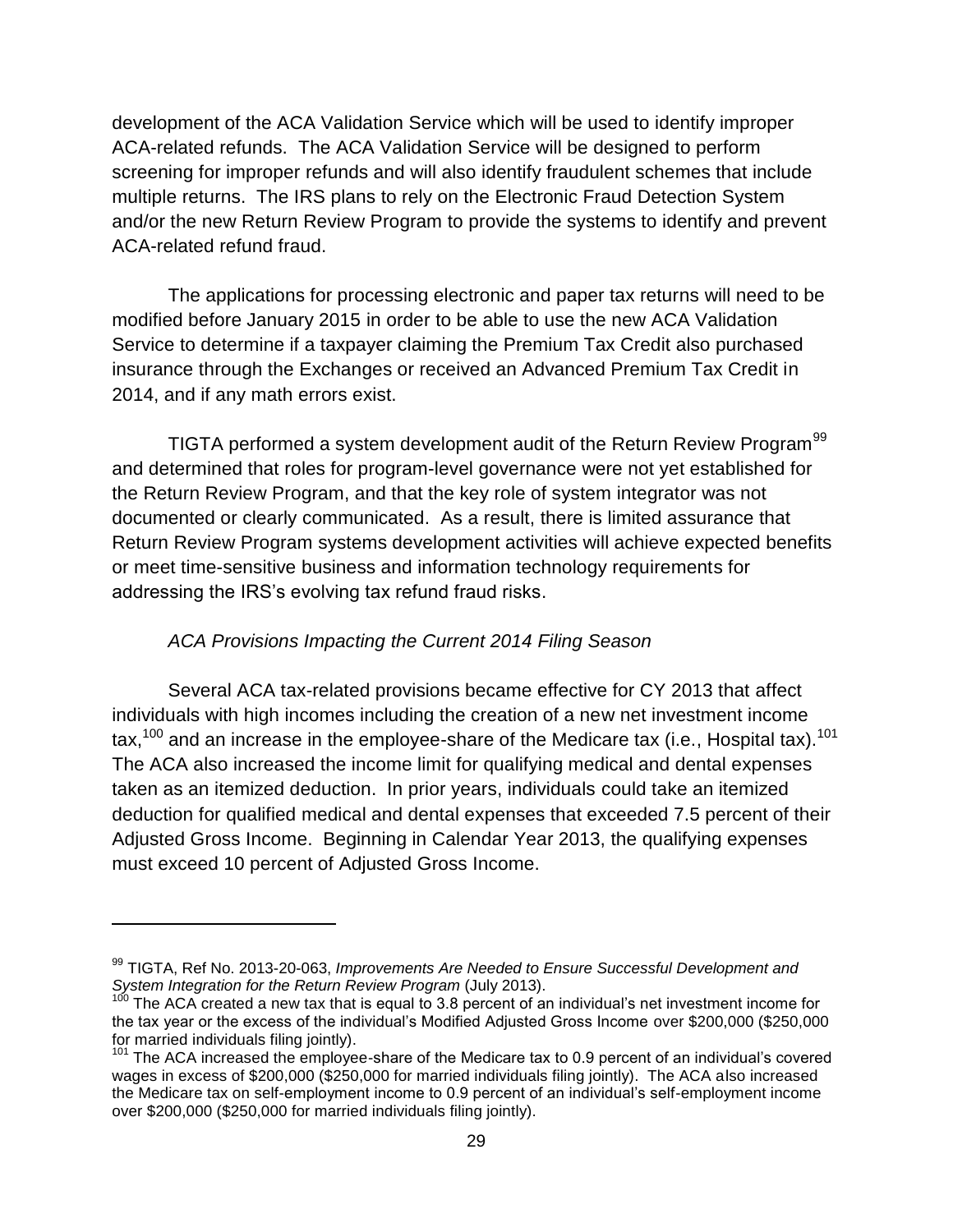development of the ACA Validation Service which will be used to identify improper ACA-related refunds. The ACA Validation Service will be designed to perform screening for improper refunds and will also identify fraudulent schemes that include multiple returns. The IRS plans to rely on the Electronic Fraud Detection System and/or the new Return Review Program to provide the systems to identify and prevent ACA-related refund fraud.

The applications for processing electronic and paper tax returns will need to be modified before January 2015 in order to be able to use the new ACA Validation Service to determine if a taxpayer claiming the Premium Tax Credit also purchased insurance through the Exchanges or received an Advanced Premium Tax Credit in 2014, and if any math errors exist.

TIGTA performed a system development audit of the Return Review Program[99] and determined that roles for program-level governance were not yet established for the Return Review Program, and that the key role of system integrator was not documented or clearly communicated. As a result, there is limited assurance that Return Review Program systems development activities will achieve expected benefits or meet time-sensitive business and information technology requirements for addressing the IRS's evolving tax refund fraud risks.

*ACA Provisions Impacting the Current 2014 Filing Season*

Several ACA tax-related provisions became effective for CY 2013 that affect individuals with high incomes including the creation of a new net investment income tax,[100] and an increase in the employee-share of the Medicare tax (i.e., Hospital tax).[101] The ACA also increased the income limit for qualifying medical and dental expenses taken as an itemized deduction. In prior years, individuals could take an itemized deduction for qualified medical and dental expenses that exceeded 7.5 percent of their Adjusted Gross Income. Beginning in Calendar Year 2013, the qualifying expenses must exceed 10 percent of Adjusted Gross Income.

---

[99] TIGTA, Ref No. 2013-20-063, *Improvements Are Needed to Ensure Successful Development and System Integration for the Return Review Program* (July 2013).

[100] The ACA created a new tax that is equal to 3.8 percent of an individual's net investment income for the tax year or the excess of the individual's Modified Adjusted Gross Income over $200,000 ($250,000 for married individuals filing jointly).

[101] The ACA increased the employee-share of the Medicare tax to 0.9 percent of an individual's covered wages in excess of $200,000 ($250,000 for married individuals filing jointly). The ACA also increased the Medicare tax on self-employment income to 0.9 percent of an individual's self-employment income over $200,000 ($250,000 for married individuals filing jointly).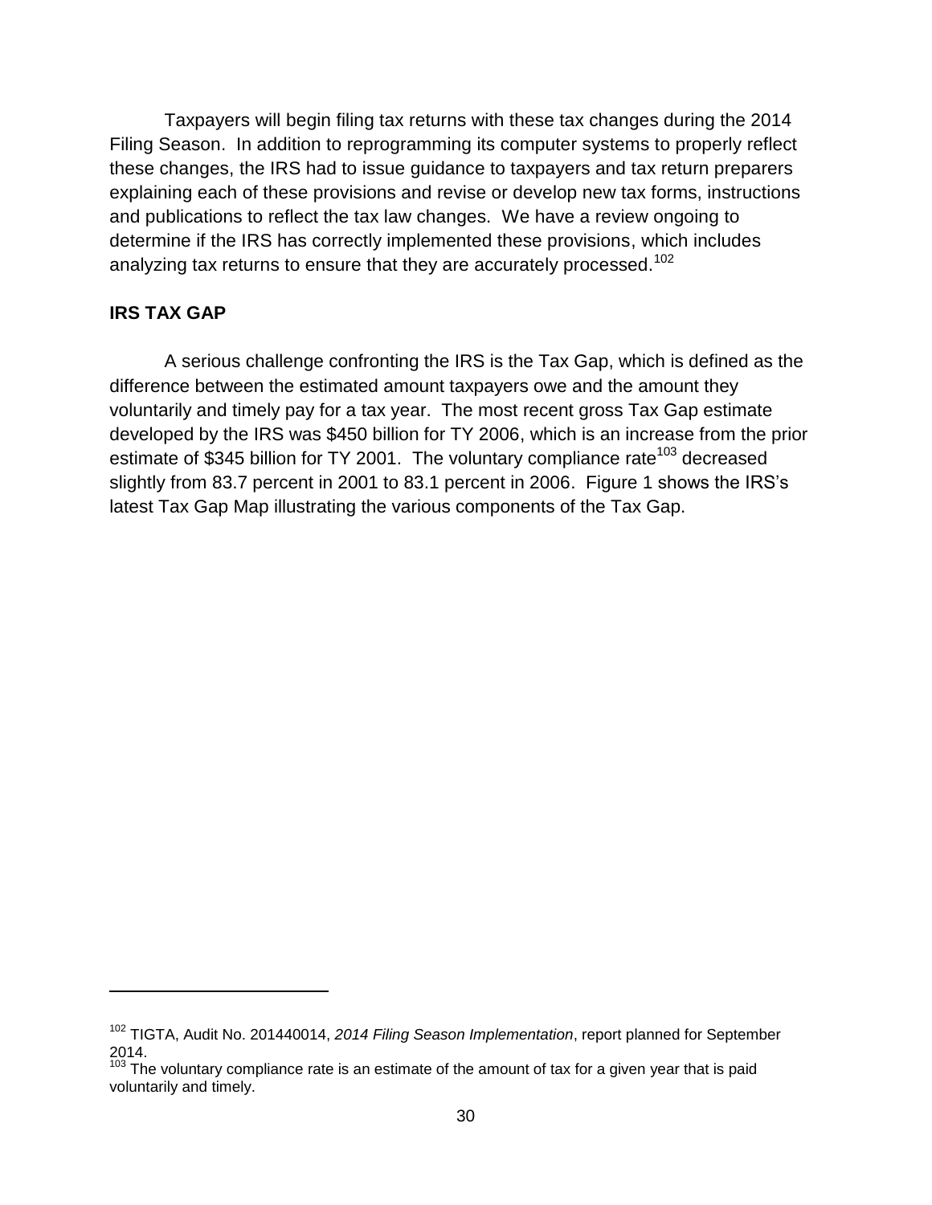Taxpayers will begin filing tax returns with these tax changes during the 2014 Filing Season. In addition to reprogramming its computer systems to properly reflect these changes, the IRS had to issue guidance to taxpayers and tax return preparers explaining each of these provisions and revise or develop new tax forms, instructions and publications to reflect the tax law changes. We have a review ongoing to determine if the IRS has correctly implemented these provisions, which includes analyzing tax returns to ensure that they are accurately processed.[102]

**IRS TAX GAP**

A serious challenge confronting the IRS is the Tax Gap, which is defined as the difference between the estimated amount taxpayers owe and the amount they voluntarily and timely pay for a tax year. The most recent gross Tax Gap estimate developed by the IRS was $450 billion for TY 2006, which is an increase from the prior estimate of $345 billion for TY 2001. The voluntary compliance rate[103] decreased slightly from 83.7 percent in 2001 to 83.1 percent in 2006. Figure 1 shows the IRS's latest Tax Gap Map illustrating the various components of the Tax Gap.

---

[102] TIGTA, Audit No. 201440014, *2014 Filing Season Implementation*, report planned for September 2014.

[103] The voluntary compliance rate is an estimate of the amount of tax for a given year that is paid voluntarily and timely.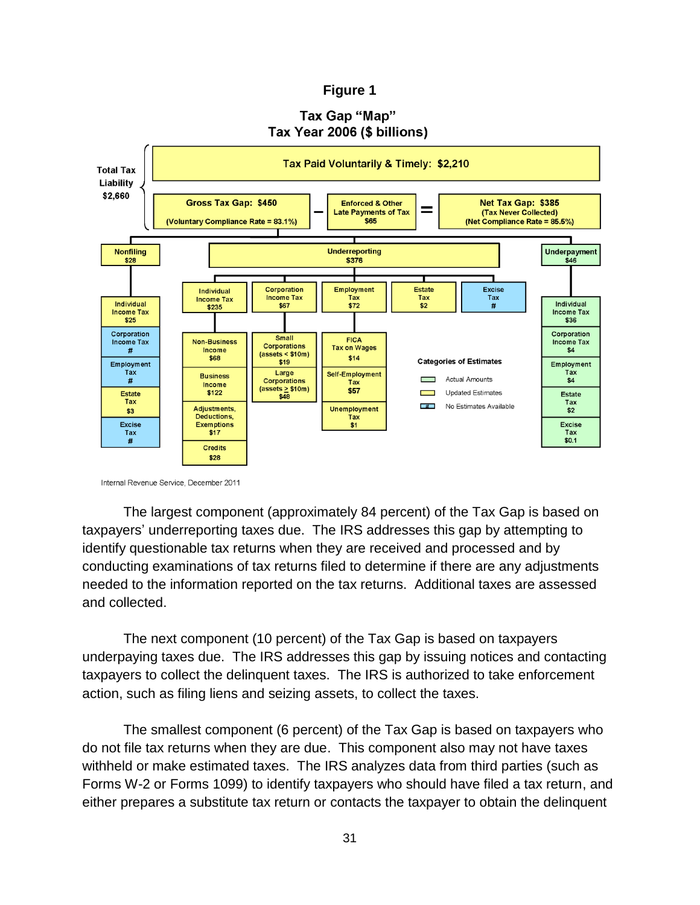**Figure 1**

**Tax Gap "Map"**
**Tax Year 2006 ($ billions)**

Total Tax Liability $2,660

- Tax Paid Voluntarily & Timely: $2,210
- Gross Tax Gap: $450 (Voluntary Compliance Rate = 83.1%) − Enforced & Other Late Payments of Tax $65 = Net Tax Gap: $385 (Tax Never Collected) (Net Compliance Rate = 85.5%)

| Nonfiling $28 | Underreporting $376 | | | | | Underpayment $46 |
|---|---|---|---|---|---|---|
| | Individual Income Tax $235 | Corporation Income Tax $67 | Employment Tax $72 | Estate Tax $2 | Excise Tax # | |
| Individual Income Tax $25 | Non-Business Income $68 | Small Corporations (assets < $10m) $19 | FICA Tax on Wages $14 | | | Individual Income Tax $36 |
| Corporation Income Tax # | Business Income $122 | Large Corporations (assets ≥ $10m) $48 | Self-Employment Tax $57 | | | Corporation Income Tax $4 |
| Employment Tax # | Adjustments, Deductions, Exemptions $17 | | Unemployment Tax $1 | | | Employment Tax $4 |
| Estate Tax $3 | Credits $28 | | | | | Estate Tax $2 |
| Excise Tax # | | | | | | Excise Tax $0.1 |

Categories of Estimates

- Actual Amounts
- Updated Estimates
- No Estimates Available

Internal Revenue Service, December 2011

The largest component (approximately 84 percent) of the Tax Gap is based on taxpayers' underreporting taxes due. The IRS addresses this gap by attempting to identify questionable tax returns when they are received and processed and by conducting examinations of tax returns filed to determine if there are any adjustments needed to the information reported on the tax returns. Additional taxes are assessed and collected.

The next component (10 percent) of the Tax Gap is based on taxpayers underpaying taxes due. The IRS addresses this gap by issuing notices and contacting taxpayers to collect the delinquent taxes. The IRS is authorized to take enforcement action, such as filing liens and seizing assets, to collect the taxes.

The smallest component (6 percent) of the Tax Gap is based on taxpayers who do not file tax returns when they are due. This component also may not have taxes withheld or make estimated taxes. The IRS analyzes data from third parties (such as Forms W-2 or Forms 1099) to identify taxpayers who should have filed a tax return, and either prepares a substitute tax return or contacts the taxpayer to obtain the delinquent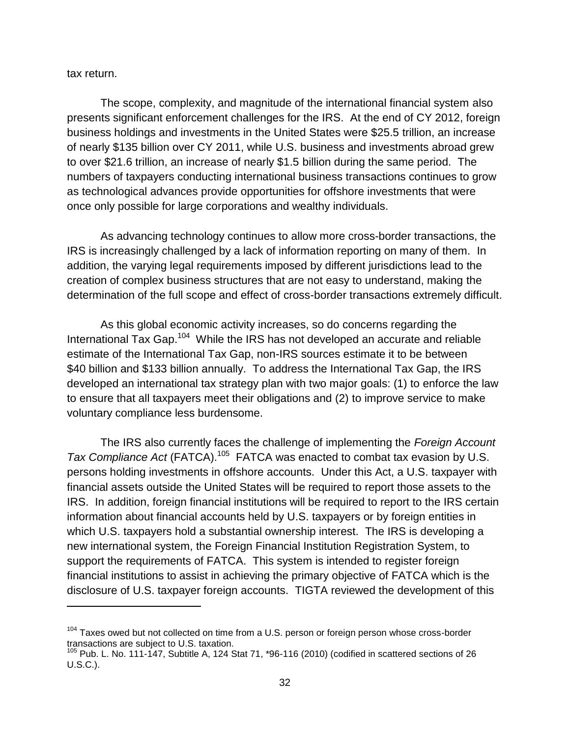tax return.

The scope, complexity, and magnitude of the international financial system also presents significant enforcement challenges for the IRS. At the end of CY 2012, foreign business holdings and investments in the United States were $25.5 trillion, an increase of nearly $135 billion over CY 2011, while U.S. business and investments abroad grew to over $21.6 trillion, an increase of nearly $1.5 billion during the same period. The numbers of taxpayers conducting international business transactions continues to grow as technological advances provide opportunities for offshore investments that were once only possible for large corporations and wealthy individuals.

As advancing technology continues to allow more cross-border transactions, the IRS is increasingly challenged by a lack of information reporting on many of them. In addition, the varying legal requirements imposed by different jurisdictions lead to the creation of complex business structures that are not easy to understand, making the determination of the full scope and effect of cross-border transactions extremely difficult.

As this global economic activity increases, so do concerns regarding the International Tax Gap.[104] While the IRS has not developed an accurate and reliable estimate of the International Tax Gap, non-IRS sources estimate it to be between $40 billion and $133 billion annually. To address the International Tax Gap, the IRS developed an international tax strategy plan with two major goals: (1) to enforce the law to ensure that all taxpayers meet their obligations and (2) to improve service to make voluntary compliance less burdensome.

The IRS also currently faces the challenge of implementing the *Foreign Account Tax Compliance Act* (FATCA).[105] FATCA was enacted to combat tax evasion by U.S. persons holding investments in offshore accounts. Under this Act, a U.S. taxpayer with financial assets outside the United States will be required to report those assets to the IRS. In addition, foreign financial institutions will be required to report to the IRS certain information about financial accounts held by U.S. taxpayers or by foreign entities in which U.S. taxpayers hold a substantial ownership interest. The IRS is developing a new international system, the Foreign Financial Institution Registration System, to support the requirements of FATCA. This system is intended to register foreign financial institutions to assist in achieving the primary objective of FATCA which is the disclosure of U.S. taxpayer foreign accounts. TIGTA reviewed the development of this

---

[104] Taxes owed but not collected on time from a U.S. person or foreign person whose cross-border transactions are subject to U.S. taxation.

[105] Pub. L. No. 111-147, Subtitle A, 124 Stat 71, *96-116 (2010) (codified in scattered sections of 26 U.S.C.).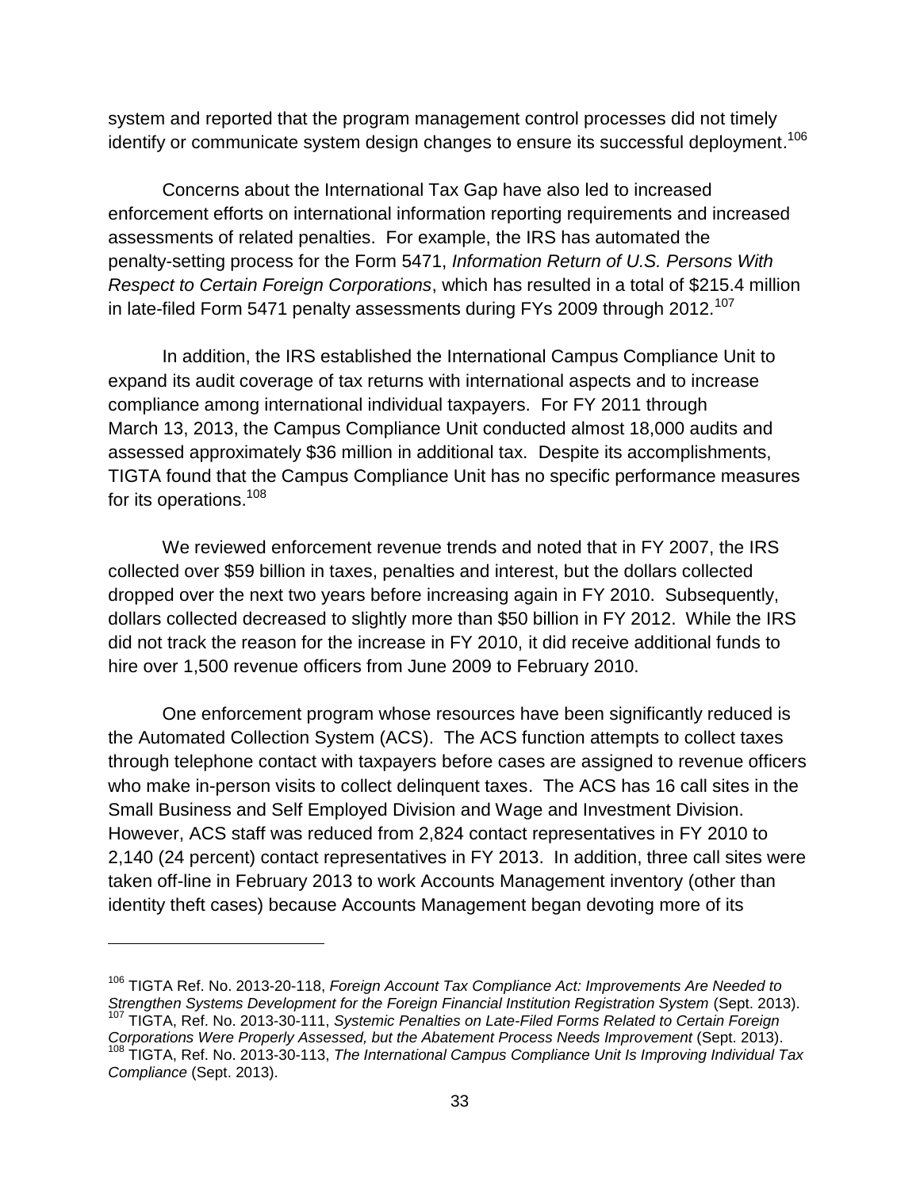system and reported that the program management control processes did not timely identify or communicate system design changes to ensure its successful deployment.[106]

Concerns about the International Tax Gap have also led to increased enforcement efforts on international information reporting requirements and increased assessments of related penalties. For example, the IRS has automated the penalty-setting process for the Form 5471, *Information Return of U.S. Persons With Respect to Certain Foreign Corporations*, which has resulted in a total of $215.4 million in late-filed Form 5471 penalty assessments during FYs 2009 through 2012.[107]

In addition, the IRS established the International Campus Compliance Unit to expand its audit coverage of tax returns with international aspects and to increase compliance among international individual taxpayers. For FY 2011 through March 13, 2013, the Campus Compliance Unit conducted almost 18,000 audits and assessed approximately $36 million in additional tax. Despite its accomplishments, TIGTA found that the Campus Compliance Unit has no specific performance measures for its operations.[108]

We reviewed enforcement revenue trends and noted that in FY 2007, the IRS collected over $59 billion in taxes, penalties and interest, but the dollars collected dropped over the next two years before increasing again in FY 2010. Subsequently, dollars collected decreased to slightly more than $50 billion in FY 2012. While the IRS did not track the reason for the increase in FY 2010, it did receive additional funds to hire over 1,500 revenue officers from June 2009 to February 2010.

One enforcement program whose resources have been significantly reduced is the Automated Collection System (ACS). The ACS function attempts to collect taxes through telephone contact with taxpayers before cases are assigned to revenue officers who make in-person visits to collect delinquent taxes. The ACS has 16 call sites in the Small Business and Self Employed Division and Wage and Investment Division. However, ACS staff was reduced from 2,824 contact representatives in FY 2010 to 2,140 (24 percent) contact representatives in FY 2013. In addition, three call sites were taken off-line in February 2013 to work Accounts Management inventory (other than identity theft cases) because Accounts Management began devoting more of its

---

[106] TIGTA Ref. No. 2013-20-118, *Foreign Account Tax Compliance Act: Improvements Are Needed to Strengthen Systems Development for the Foreign Financial Institution Registration System* (Sept. 2013).
[107] TIGTA, Ref. No. 2013-30-111, *Systemic Penalties on Late-Filed Forms Related to Certain Foreign Corporations Were Properly Assessed, but the Abatement Process Needs Improvement* (Sept. 2013).
[108] TIGTA, Ref. No. 2013-30-113, *The International Campus Compliance Unit Is Improving Individual Tax Compliance* (Sept. 2013).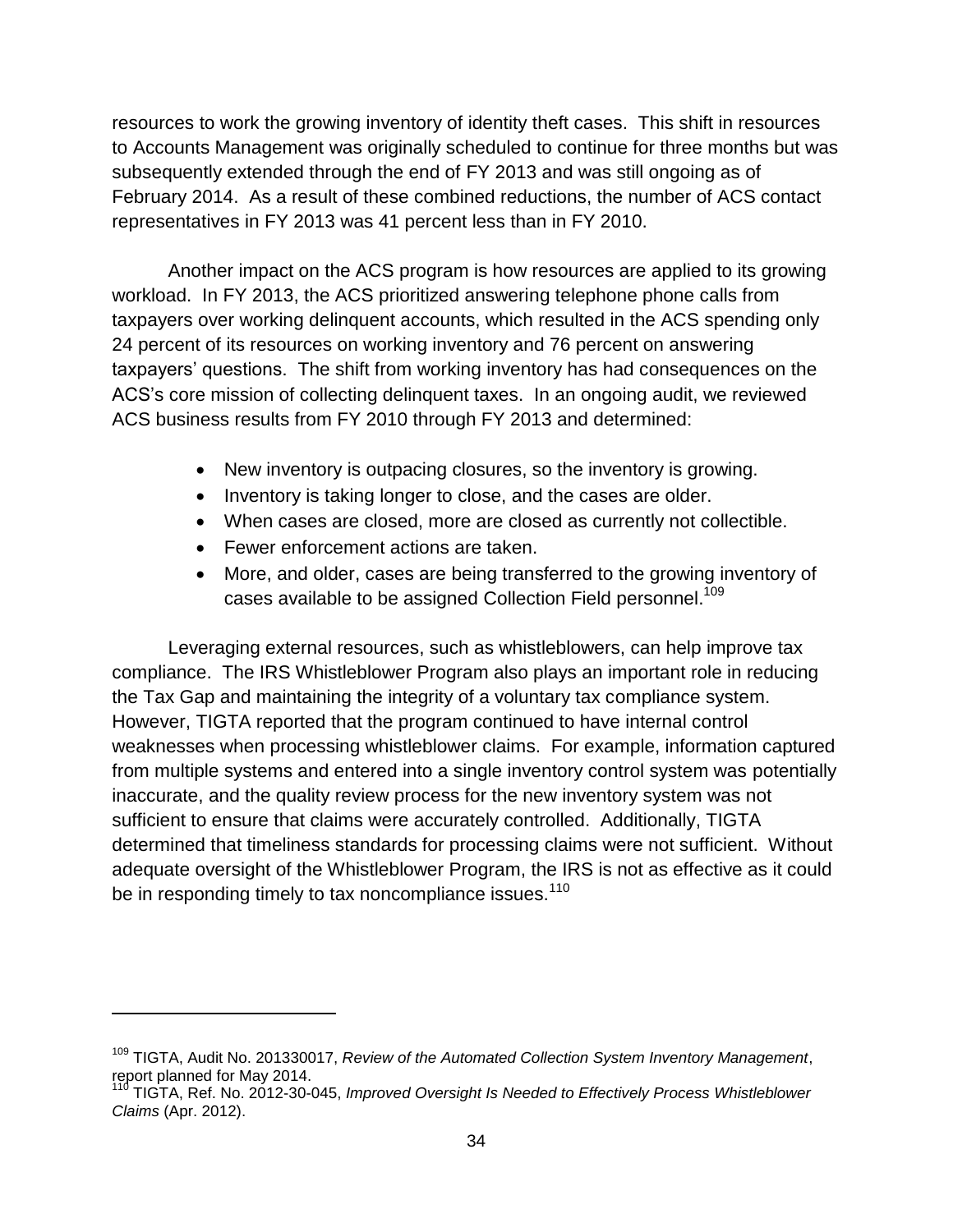resources to work the growing inventory of identity theft cases. This shift in resources to Accounts Management was originally scheduled to continue for three months but was subsequently extended through the end of FY 2013 and was still ongoing as of February 2014. As a result of these combined reductions, the number of ACS contact representatives in FY 2013 was 41 percent less than in FY 2010.

Another impact on the ACS program is how resources are applied to its growing workload. In FY 2013, the ACS prioritized answering telephone phone calls from taxpayers over working delinquent accounts, which resulted in the ACS spending only 24 percent of its resources on working inventory and 76 percent on answering taxpayers' questions. The shift from working inventory has had consequences on the ACS's core mission of collecting delinquent taxes. In an ongoing audit, we reviewed ACS business results from FY 2010 through FY 2013 and determined:

- New inventory is outpacing closures, so the inventory is growing.
- Inventory is taking longer to close, and the cases are older.
- When cases are closed, more are closed as currently not collectible.
- Fewer enforcement actions are taken.
- More, and older, cases are being transferred to the growing inventory of cases available to be assigned Collection Field personnel.[109]

Leveraging external resources, such as whistleblowers, can help improve tax compliance. The IRS Whistleblower Program also plays an important role in reducing the Tax Gap and maintaining the integrity of a voluntary tax compliance system. However, TIGTA reported that the program continued to have internal control weaknesses when processing whistleblower claims. For example, information captured from multiple systems and entered into a single inventory control system was potentially inaccurate, and the quality review process for the new inventory system was not sufficient to ensure that claims were accurately controlled. Additionally, TIGTA determined that timeliness standards for processing claims were not sufficient. Without adequate oversight of the Whistleblower Program, the IRS is not as effective as it could be in responding timely to tax noncompliance issues.[110]

---

[109] TIGTA, Audit No. 201330017, *Review of the Automated Collection System Inventory Management*, report planned for May 2014.

[110] TIGTA, Ref. No. 2012-30-045, *Improved Oversight Is Needed to Effectively Process Whistleblower Claims* (Apr. 2012).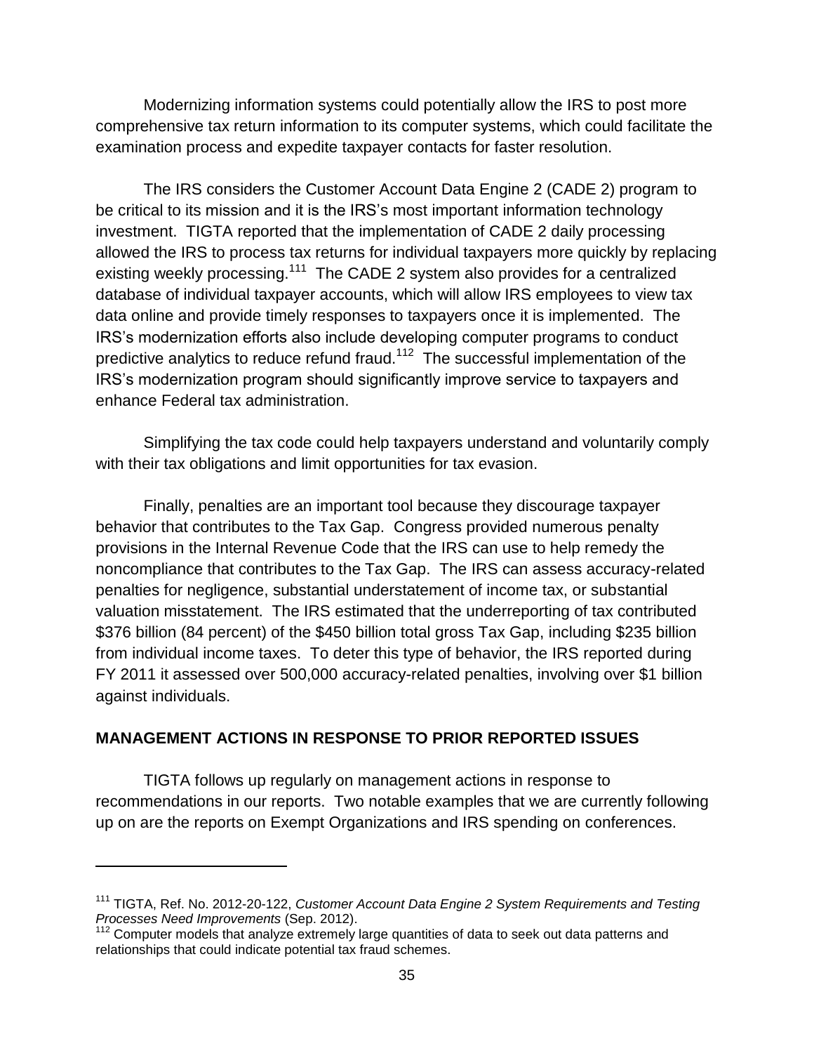Modernizing information systems could potentially allow the IRS to post more comprehensive tax return information to its computer systems, which could facilitate the examination process and expedite taxpayer contacts for faster resolution.

The IRS considers the Customer Account Data Engine 2 (CADE 2) program to be critical to its mission and it is the IRS's most important information technology investment. TIGTA reported that the implementation of CADE 2 daily processing allowed the IRS to process tax returns for individual taxpayers more quickly by replacing existing weekly processing.[111] The CADE 2 system also provides for a centralized database of individual taxpayer accounts, which will allow IRS employees to view tax data online and provide timely responses to taxpayers once it is implemented. The IRS's modernization efforts also include developing computer programs to conduct predictive analytics to reduce refund fraud.[112] The successful implementation of the IRS's modernization program should significantly improve service to taxpayers and enhance Federal tax administration.

Simplifying the tax code could help taxpayers understand and voluntarily comply with their tax obligations and limit opportunities for tax evasion.

Finally, penalties are an important tool because they discourage taxpayer behavior that contributes to the Tax Gap. Congress provided numerous penalty provisions in the Internal Revenue Code that the IRS can use to help remedy the noncompliance that contributes to the Tax Gap. The IRS can assess accuracy-related penalties for negligence, substantial understatement of income tax, or substantial valuation misstatement. The IRS estimated that the underreporting of tax contributed $376 billion (84 percent) of the $450 billion total gross Tax Gap, including $235 billion from individual income taxes. To deter this type of behavior, the IRS reported during FY 2011 it assessed over 500,000 accuracy-related penalties, involving over $1 billion against individuals.

## MANAGEMENT ACTIONS IN RESPONSE TO PRIOR REPORTED ISSUES

TIGTA follows up regularly on management actions in response to recommendations in our reports. Two notable examples that we are currently following up on are the reports on Exempt Organizations and IRS spending on conferences.

---

[111] TIGTA, Ref. No. 2012-20-122, *Customer Account Data Engine 2 System Requirements and Testing Processes Need Improvements* (Sep. 2012).

[112] Computer models that analyze extremely large quantities of data to seek out data patterns and relationships that could indicate potential tax fraud schemes.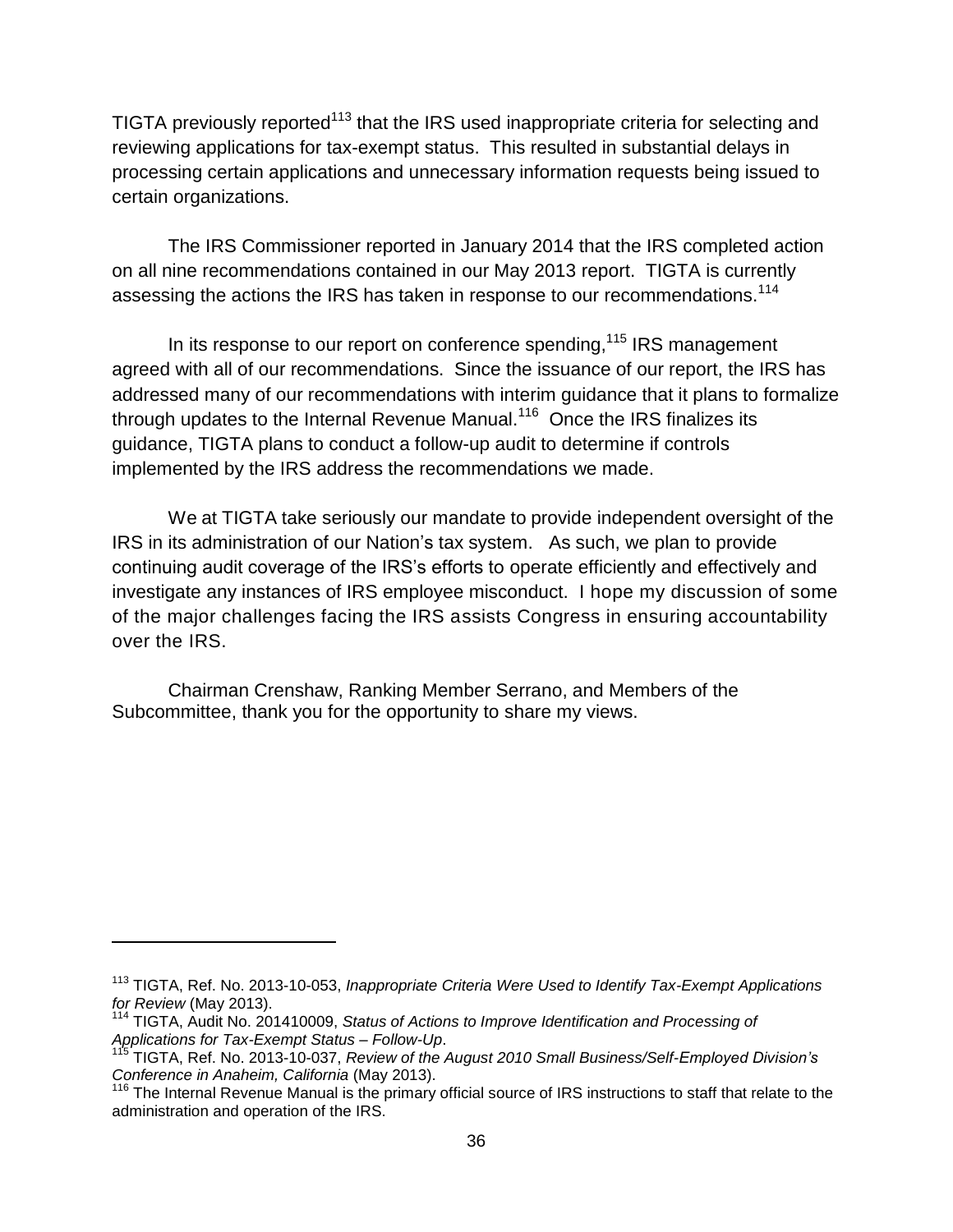TIGTA previously reported[113] that the IRS used inappropriate criteria for selecting and reviewing applications for tax-exempt status. This resulted in substantial delays in processing certain applications and unnecessary information requests being issued to certain organizations.

The IRS Commissioner reported in January 2014 that the IRS completed action on all nine recommendations contained in our May 2013 report. TIGTA is currently assessing the actions the IRS has taken in response to our recommendations.[114]

In its response to our report on conference spending,[115] IRS management agreed with all of our recommendations. Since the issuance of our report, the IRS has addressed many of our recommendations with interim guidance that it plans to formalize through updates to the Internal Revenue Manual.[116] Once the IRS finalizes its guidance, TIGTA plans to conduct a follow-up audit to determine if controls implemented by the IRS address the recommendations we made.

We at TIGTA take seriously our mandate to provide independent oversight of the IRS in its administration of our Nation's tax system. As such, we plan to provide continuing audit coverage of the IRS's efforts to operate efficiently and effectively and investigate any instances of IRS employee misconduct. I hope my discussion of some of the major challenges facing the IRS assists Congress in ensuring accountability over the IRS.

Chairman Crenshaw, Ranking Member Serrano, and Members of the Subcommittee, thank you for the opportunity to share my views.

---

[113] TIGTA, Ref. No. 2013-10-053, *Inappropriate Criteria Were Used to Identify Tax-Exempt Applications for Review* (May 2013).

[114] TIGTA, Audit No. 201410009, *Status of Actions to Improve Identification and Processing of Applications for Tax-Exempt Status – Follow-Up*.

[115] TIGTA, Ref. No. 2013-10-037, *Review of the August 2010 Small Business/Self-Employed Division's Conference in Anaheim, California* (May 2013).

[116] The Internal Revenue Manual is the primary official source of IRS instructions to staff that relate to the administration and operation of the IRS.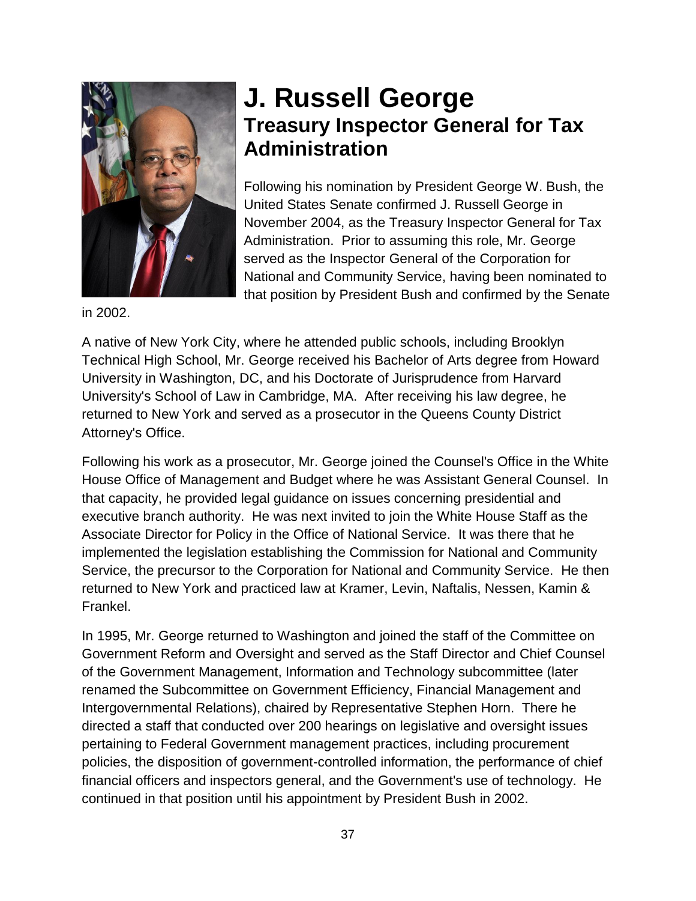# J. Russell George

## Treasury Inspector General for Tax Administration

Following his nomination by President George W. Bush, the United States Senate confirmed J. Russell George in November 2004, as the Treasury Inspector General for Tax Administration. Prior to assuming this role, Mr. George served as the Inspector General of the Corporation for National and Community Service, having been nominated to that position by President Bush and confirmed by the Senate in 2002.

A native of New York City, where he attended public schools, including Brooklyn Technical High School, Mr. George received his Bachelor of Arts degree from Howard University in Washington, DC, and his Doctorate of Jurisprudence from Harvard University's School of Law in Cambridge, MA. After receiving his law degree, he returned to New York and served as a prosecutor in the Queens County District Attorney's Office.

Following his work as a prosecutor, Mr. George joined the Counsel's Office in the White House Office of Management and Budget where he was Assistant General Counsel. In that capacity, he provided legal guidance on issues concerning presidential and executive branch authority. He was next invited to join the White House Staff as the Associate Director for Policy in the Office of National Service. It was there that he implemented the legislation establishing the Commission for National and Community Service, the precursor to the Corporation for National and Community Service. He then returned to New York and practiced law at Kramer, Levin, Naftalis, Nessen, Kamin & Frankel.

In 1995, Mr. George returned to Washington and joined the staff of the Committee on Government Reform and Oversight and served as the Staff Director and Chief Counsel of the Government Management, Information and Technology subcommittee (later renamed the Subcommittee on Government Efficiency, Financial Management and Intergovernmental Relations), chaired by Representative Stephen Horn. There he directed a staff that conducted over 200 hearings on legislative and oversight issues pertaining to Federal Government management practices, including procurement policies, the disposition of government-controlled information, the performance of chief financial officers and inspectors general, and the Government's use of technology. He continued in that position until his appointment by President Bush in 2002.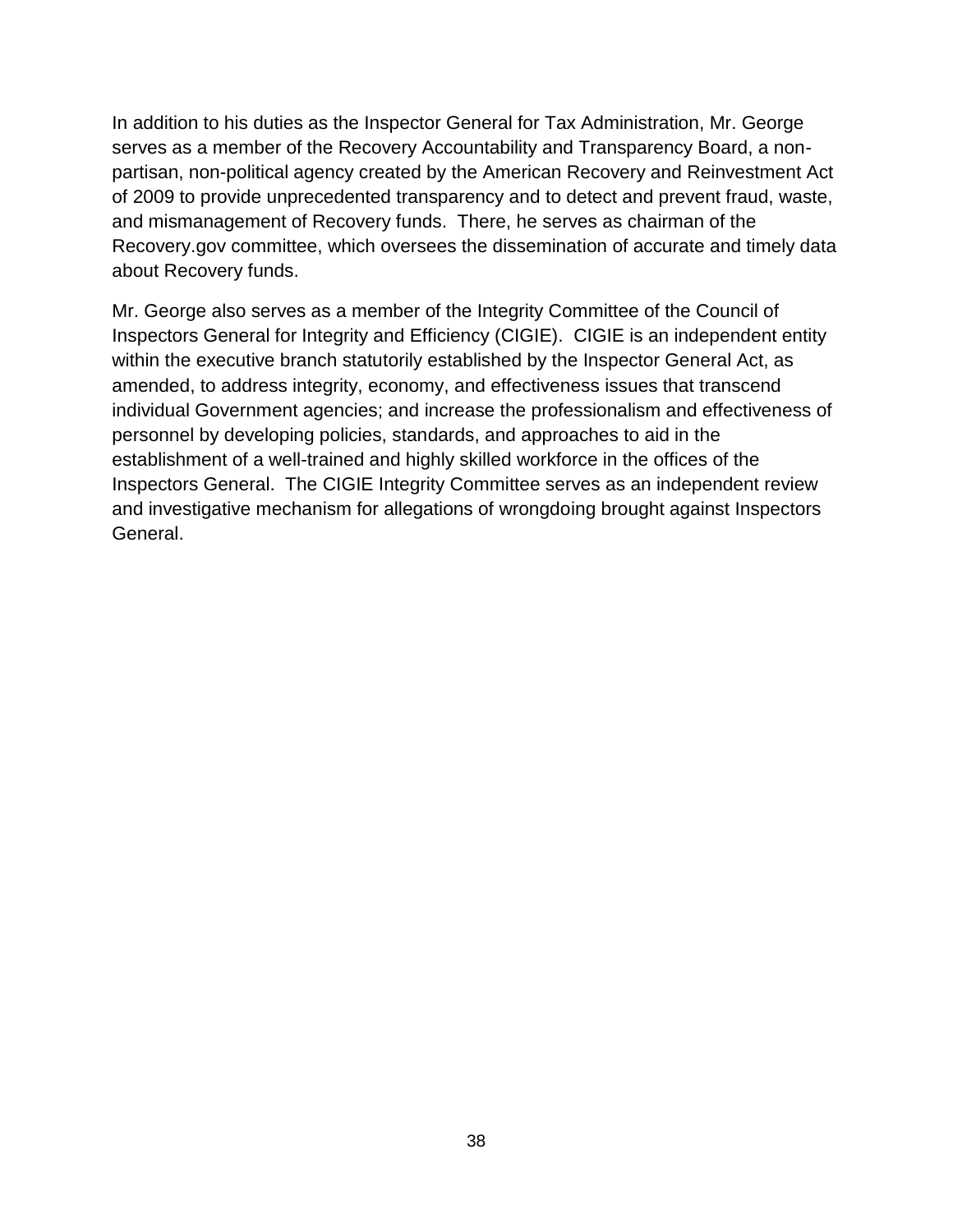In addition to his duties as the Inspector General for Tax Administration, Mr. George serves as a member of the Recovery Accountability and Transparency Board, a non-partisan, non-political agency created by the American Recovery and Reinvestment Act of 2009 to provide unprecedented transparency and to detect and prevent fraud, waste, and mismanagement of Recovery funds. There, he serves as chairman of the Recovery.gov committee, which oversees the dissemination of accurate and timely data about Recovery funds.

Mr. George also serves as a member of the Integrity Committee of the Council of Inspectors General for Integrity and Efficiency (CIGIE). CIGIE is an independent entity within the executive branch statutorily established by the Inspector General Act, as amended, to address integrity, economy, and effectiveness issues that transcend individual Government agencies; and increase the professionalism and effectiveness of personnel by developing policies, standards, and approaches to aid in the establishment of a well-trained and highly skilled workforce in the offices of the Inspectors General. The CIGIE Integrity Committee serves as an independent review and investigative mechanism for allegations of wrongdoing brought against Inspectors General.